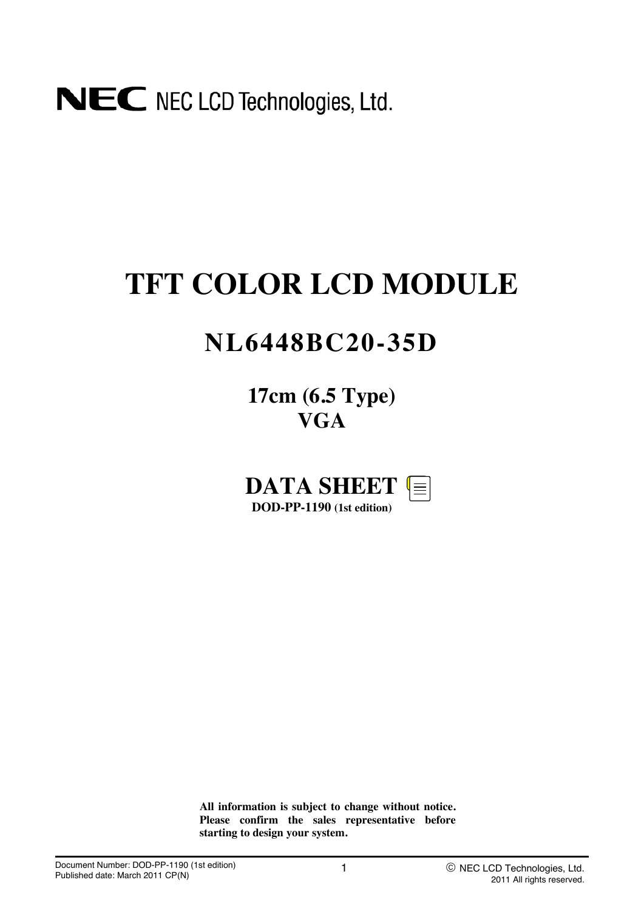NEC LCD Technologies, Ltd.

# TFT COLOR LCD MODULE

## NL6448BC20-35D

### 17cm (6.5 Type)
### VGA

## DATA SHEET

**DOD-PP-1190 (1st edition)**

**All information is subject to change without notice. Please confirm the sales representative before starting to design your system.**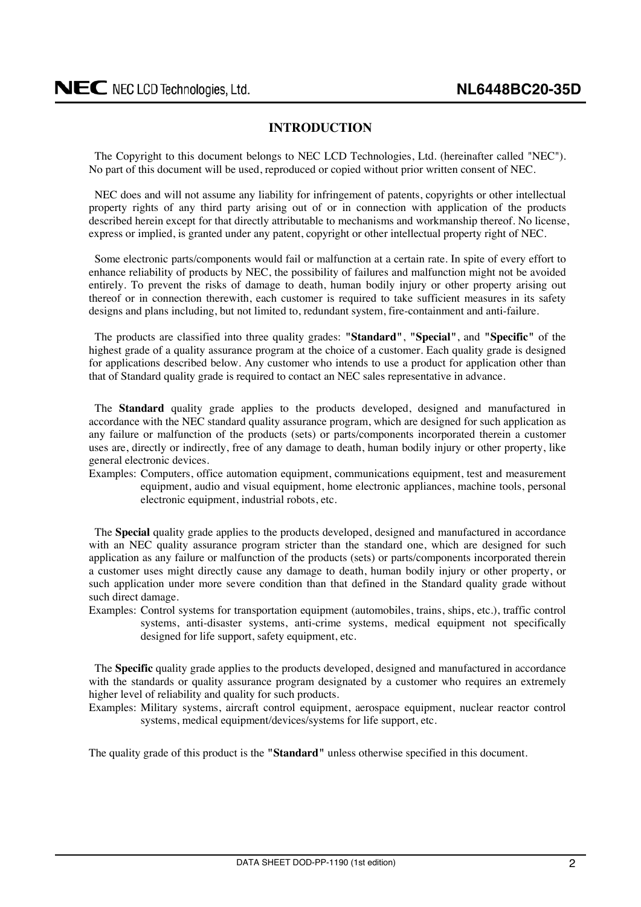## INTRODUCTION

The Copyright to this document belongs to NEC LCD Technologies, Ltd. (hereinafter called "NEC"). No part of this document will be used, reproduced or copied without prior written consent of NEC.

NEC does and will not assume any liability for infringement of patents, copyrights or other intellectual property rights of any third party arising out of or in connection with application of the products described herein except for that directly attributable to mechanisms and workmanship thereof. No license, express or implied, is granted under any patent, copyright or other intellectual property right of NEC.

Some electronic parts/components would fail or malfunction at a certain rate. In spite of every effort to enhance reliability of products by NEC, the possibility of failures and malfunction might not be avoided entirely. To prevent the risks of damage to death, human bodily injury or other property arising out thereof or in connection therewith, each customer is required to take sufficient measures in its safety designs and plans including, but not limited to, redundant system, fire-containment and anti-failure.

The products are classified into three quality grades: "**Standard**", "**Special**", and "**Specific**" of the highest grade of a quality assurance program at the choice of a customer. Each quality grade is designed for applications described below. Any customer who intends to use a product for application other than that of Standard quality grade is required to contact an NEC sales representative in advance.

The **Standard** quality grade applies to the products developed, designed and manufactured in accordance with the NEC standard quality assurance program, which are designed for such application as any failure or malfunction of the products (sets) or parts/components incorporated therein a customer uses are, directly or indirectly, free of any damage to death, human bodily injury or other property, like general electronic devices.

Examples: Computers, office automation equipment, communications equipment, test and measurement equipment, audio and visual equipment, home electronic appliances, machine tools, personal electronic equipment, industrial robots, etc.

The **Special** quality grade applies to the products developed, designed and manufactured in accordance with an NEC quality assurance program stricter than the standard one, which are designed for such application as any failure or malfunction of the products (sets) or parts/components incorporated therein a customer uses might directly cause any damage to death, human bodily injury or other property, or such application under more severe condition than that defined in the Standard quality grade without such direct damage.

Examples: Control systems for transportation equipment (automobiles, trains, ships, etc.), traffic control systems, anti-disaster systems, anti-crime systems, medical equipment not specifically designed for life support, safety equipment, etc.

The **Specific** quality grade applies to the products developed, designed and manufactured in accordance with the standards or quality assurance program designated by a customer who requires an extremely higher level of reliability and quality for such products.

Examples: Military systems, aircraft control equipment, aerospace equipment, nuclear reactor control systems, medical equipment/devices/systems for life support, etc.

The quality grade of this product is the "**Standard**" unless otherwise specified in this document.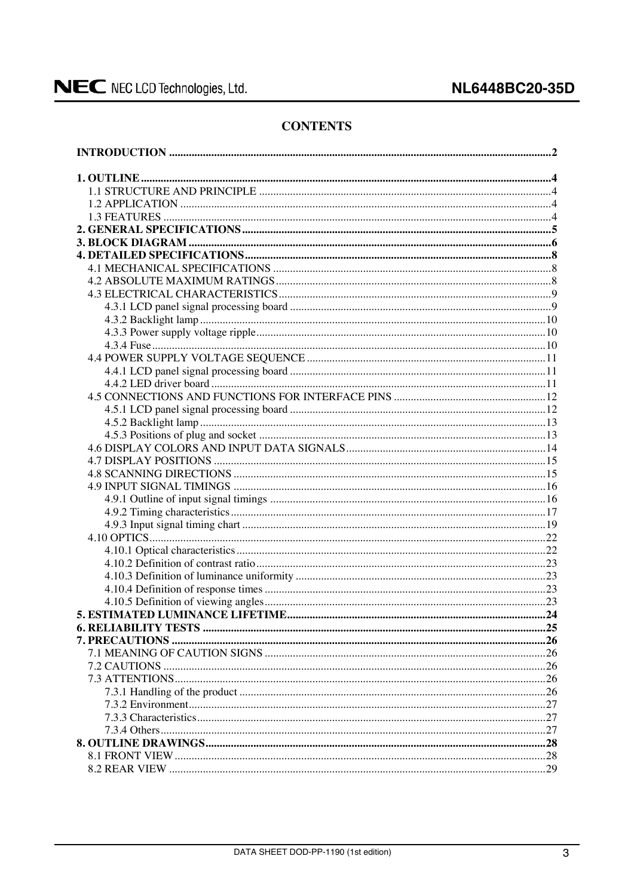# CONTENTS

**INTRODUCTION ........................................................ 2**

**1. OUTLINE ........................................................ 4**
- 1.1 STRUCTURE AND PRINCIPLE ........................................................ 4
- 1.2 APPLICATION ........................................................ 4
- 1.3 FEATURES ........................................................ 4

**2. GENERAL SPECIFICATIONS ........................................................ 5**

**3. BLOCK DIAGRAM ........................................................ 6**

**4. DETAILED SPECIFICATIONS ........................................................ 8**
- 4.1 MECHANICAL SPECIFICATIONS ........................................................ 8
- 4.2 ABSOLUTE MAXIMUM RATINGS ........................................................ 8
- 4.3 ELECTRICAL CHARACTERISTICS ........................................................ 9
  - 4.3.1 LCD panel signal processing board ........................................................ 9
  - 4.3.2 Backlight lamp ........................................................ 10
  - 4.3.3 Power supply voltage ripple ........................................................ 10
  - 4.3.4 Fuse ........................................................ 10
- 4.4 POWER SUPPLY VOLTAGE SEQUENCE ........................................................ 11
  - 4.4.1 LCD panel signal processing board ........................................................ 11
  - 4.4.2 LED driver board ........................................................ 11
- 4.5 CONNECTIONS AND FUNCTIONS FOR INTERFACE PINS ........................................................ 12
  - 4.5.1 LCD panel signal processing board ........................................................ 12
  - 4.5.2 Backlight lamp ........................................................ 13
  - 4.5.3 Positions of plug and socket ........................................................ 13
- 4.6 DISPLAY COLORS AND INPUT DATA SIGNALS ........................................................ 14
- 4.7 DISPLAY POSITIONS ........................................................ 15
- 4.8 SCANNING DIRECTIONS ........................................................ 15
- 4.9 INPUT SIGNAL TIMINGS ........................................................ 16
  - 4.9.1 Outline of input signal timings ........................................................ 16
  - 4.9.2 Timing characteristics ........................................................ 17
  - 4.9.3 Input signal timing chart ........................................................ 19
- 4.10 OPTICS ........................................................ 22
  - 4.10.1 Optical characteristics ........................................................ 22
  - 4.10.2 Definition of contrast ratio ........................................................ 23
  - 4.10.3 Definition of luminance uniformity ........................................................ 23
  - 4.10.4 Definition of response times ........................................................ 23
  - 4.10.5 Definition of viewing angles ........................................................ 23

**5. ESTIMATED LUMINANCE LIFETIME ........................................................ 24**

**6. RELIABILITY TESTS ........................................................ 25**

**7. PRECAUTIONS ........................................................ 26**
- 7.1 MEANING OF CAUTION SIGNS ........................................................ 26
- 7.2 CAUTIONS ........................................................ 26
- 7.3 ATTENTIONS ........................................................ 26
  - 7.3.1 Handling of the product ........................................................ 26
  - 7.3.2 Environment ........................................................ 27
  - 7.3.3 Characteristics ........................................................ 27
  - 7.3.4 Others ........................................................ 27

**8. OUTLINE DRAWINGS ........................................................ 28**
- 8.1 FRONT VIEW ........................................................ 28
- 8.2 REAR VIEW ........................................................ 29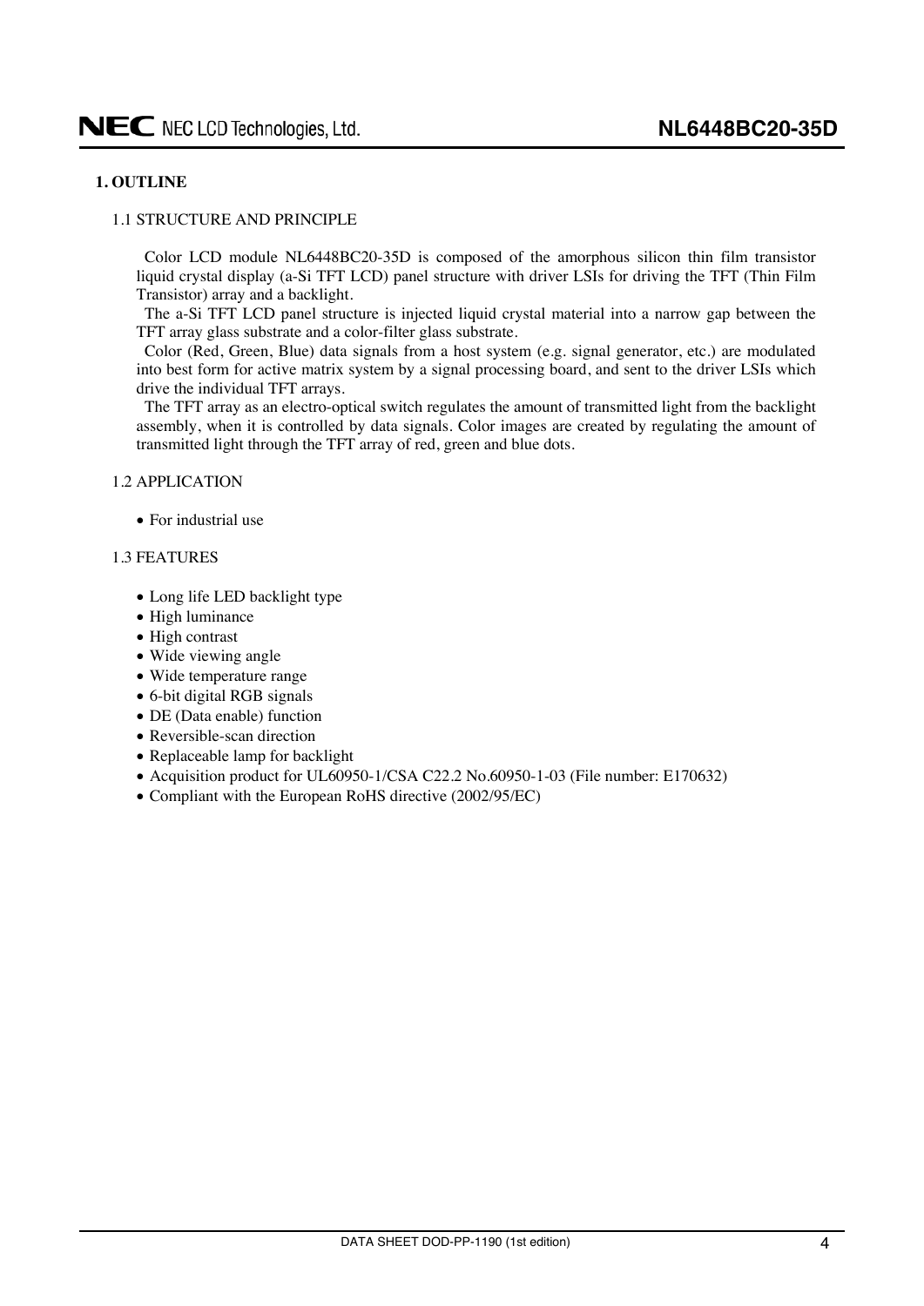## 1. OUTLINE

### 1.1 STRUCTURE AND PRINCIPLE

Color LCD module NL6448BC20-35D is composed of the amorphous silicon thin film transistor liquid crystal display (a-Si TFT LCD) panel structure with driver LSIs for driving the TFT (Thin Film Transistor) array and a backlight.

The a-Si TFT LCD panel structure is injected liquid crystal material into a narrow gap between the TFT array glass substrate and a color-filter glass substrate.

Color (Red, Green, Blue) data signals from a host system (e.g. signal generator, etc.) are modulated into best form for active matrix system by a signal processing board, and sent to the driver LSIs which drive the individual TFT arrays.

The TFT array as an electro-optical switch regulates the amount of transmitted light from the backlight assembly, when it is controlled by data signals. Color images are created by regulating the amount of transmitted light through the TFT array of red, green and blue dots.

### 1.2 APPLICATION

- For industrial use

### 1.3 FEATURES

- Long life LED backlight type
- High luminance
- High contrast
- Wide viewing angle
- Wide temperature range
- 6-bit digital RGB signals
- DE (Data enable) function
- Reversible-scan direction
- Replaceable lamp for backlight
- Acquisition product for UL60950-1/CSA C22.2 No.60950-1-03 (File number: E170632)
- Compliant with the European RoHS directive (2002/95/EC)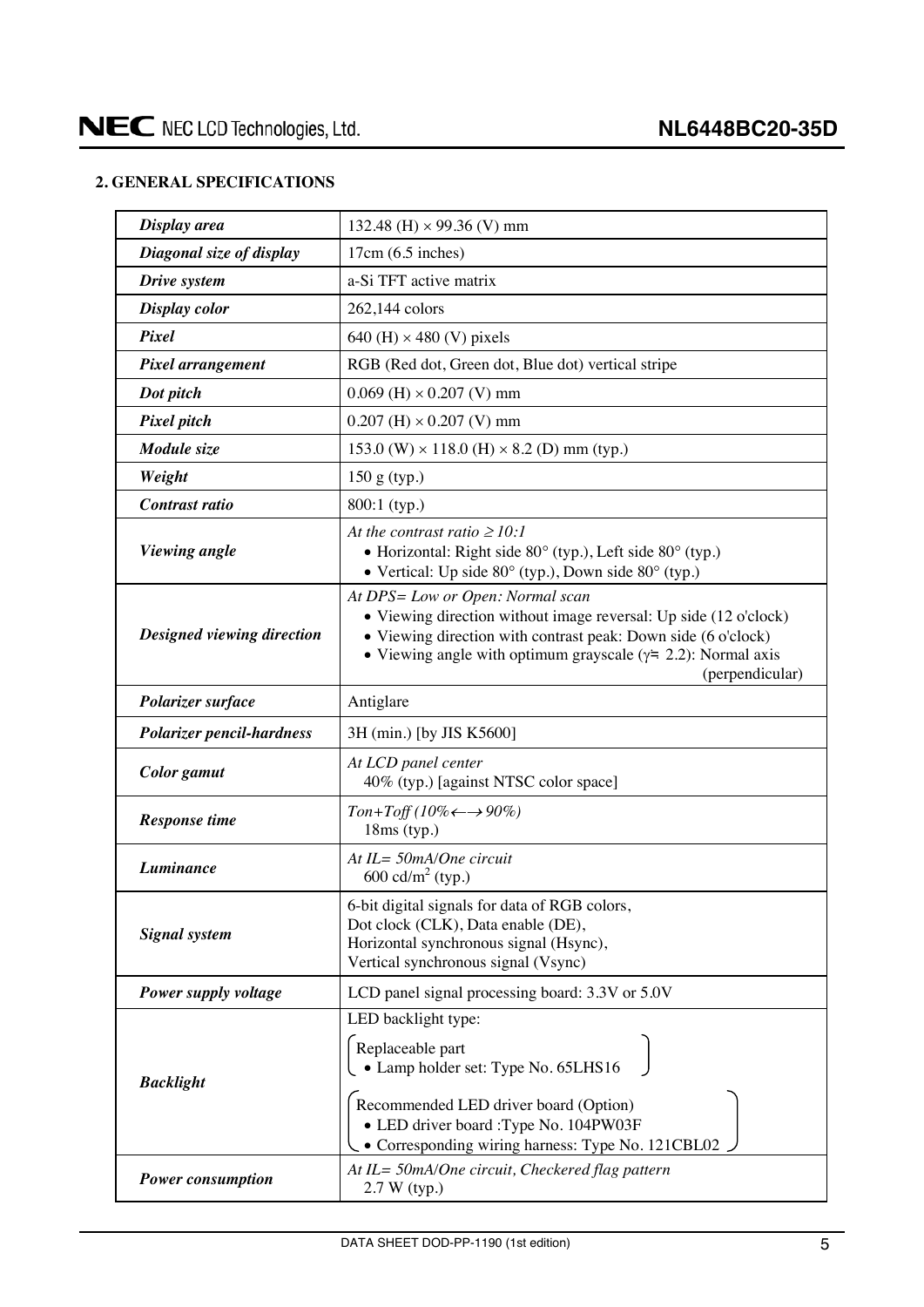## 2. GENERAL SPECIFICATIONS

| | |
|---|---|
| ***Display area*** | 132.48 (H) × 99.36 (V) mm |
| ***Diagonal size of display*** | 17cm (6.5 inches) |
| ***Drive system*** | a-Si TFT active matrix |
| ***Display color*** | 262,144 colors |
| ***Pixel*** | 640 (H) × 480 (V) pixels |
| ***Pixel arrangement*** | RGB (Red dot, Green dot, Blue dot) vertical stripe |
| ***Dot pitch*** | 0.069 (H) × 0.207 (V) mm |
| ***Pixel pitch*** | 0.207 (H) × 0.207 (V) mm |
| ***Module size*** | 153.0 (W) × 118.0 (H) × 8.2 (D) mm (typ.) |
| ***Weight*** | 150 g (typ.) |
| ***Contrast ratio*** | 800:1 (typ.) |
| ***Viewing angle*** | *At the contrast ratio ≥ 10:1*<br>• Horizontal: Right side 80° (typ.), Left side 80° (typ.)<br>• Vertical: Up side 80° (typ.), Down side 80° (typ.) |
| ***Designed viewing direction*** | *At DPS= Low or Open: Normal scan*<br>• Viewing direction without image reversal: Up side (12 o'clock)<br>• Viewing direction with contrast peak: Down side (6 o'clock)<br>• Viewing angle with optimum grayscale ($\gamma ≒ 2.2$): Normal axis (perpendicular) |
| ***Polarizer surface*** | Antiglare |
| ***Polarizer pencil-hardness*** | 3H (min.) [by JIS K5600] |
| ***Color gamut*** | *At LCD panel center*<br>40% (typ.) [against NTSC color space] |
| ***Response time*** | *Ton+Toff (10%←→90%)*<br>18ms (typ.) |
| ***Luminance*** | *At IL= 50mA/One circuit*<br>600 cd/m$^2$ (typ.) |
| ***Signal system*** | 6-bit digital signals for data of RGB colors,<br>Dot clock (CLK), Data enable (DE),<br>Horizontal synchronous signal (Hsync),<br>Vertical synchronous signal (Vsync) |
| ***Power supply voltage*** | LCD panel signal processing board: 3.3V or 5.0V |
| ***Backlight*** | LED backlight type:<br>Replaceable part<br>• Lamp holder set: Type No. 65LHS16<br>Recommended LED driver board (Option)<br>• LED driver board :Type No. 104PW03F<br>• Corresponding wiring harness: Type No. 121CBL02 |
| ***Power consumption*** | *At IL= 50mA/One circuit, Checkered flag pattern*<br>2.7 W (typ.) |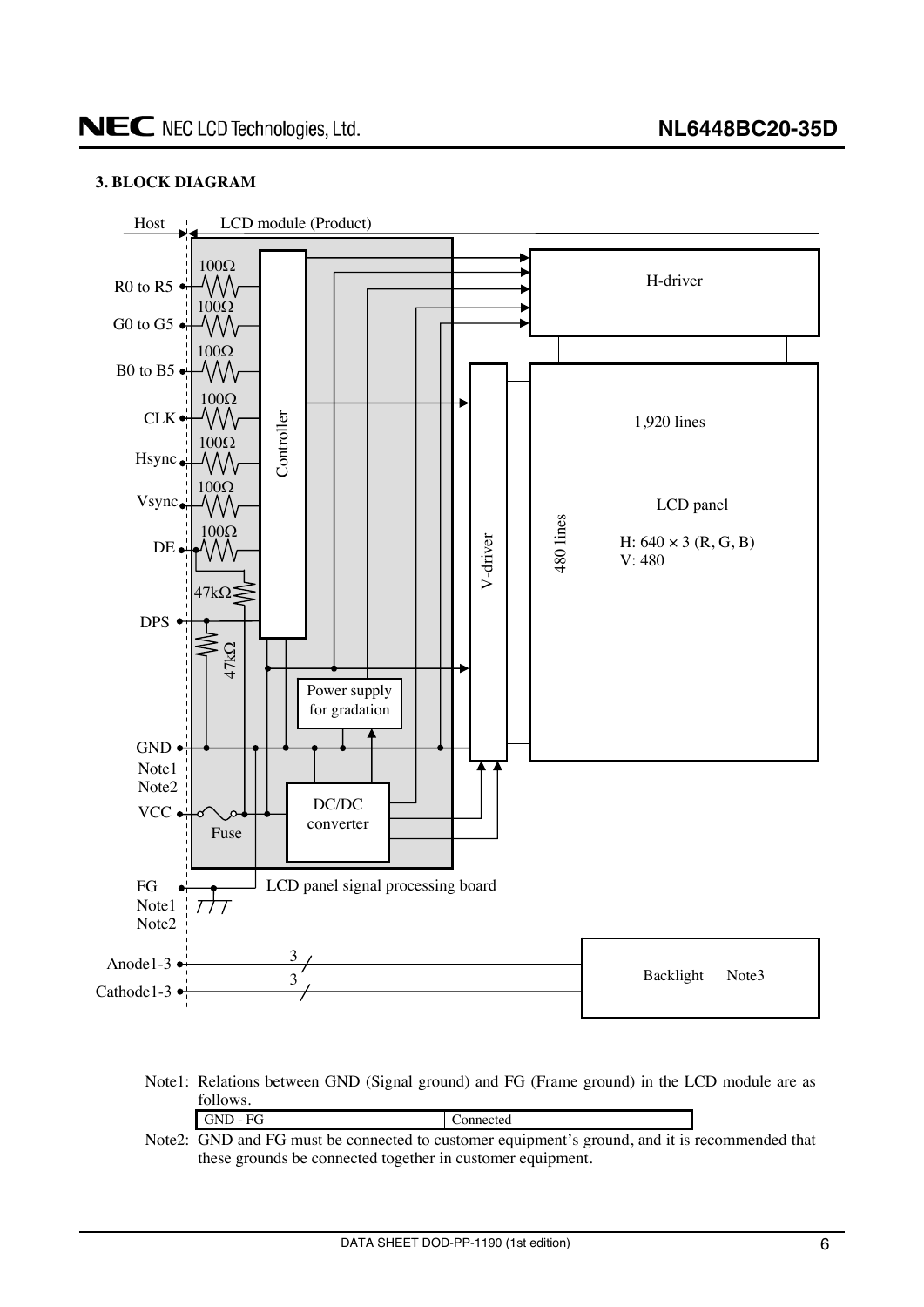## 3. BLOCK DIAGRAM

Host | LCD module (Product)

R0 to R5, G0 to G5, B0 to B5, CLK, Hsync, Vsync, DE — 100Ω — Controller

DPS — 47kΩ, 47kΩ

GND Note1 Note2

VCC — Fuse

Power supply for gradation

DC/DC converter

H-driver

V-driver

1,920 lines

480 lines

LCD panel

H: 640 × 3 (R, G, B)
V: 480

LCD panel signal processing board

FG Note1 Note2

Anode1-3 — 3

Cathode1-3 — 3

Backlight Note3

Note1: Relations between GND (Signal ground) and FG (Frame ground) in the LCD module are as follows.

| GND - FG | Connected |
|---|---|

Note2: GND and FG must be connected to customer equipment's ground, and it is recommended that these grounds be connected together in customer equipment.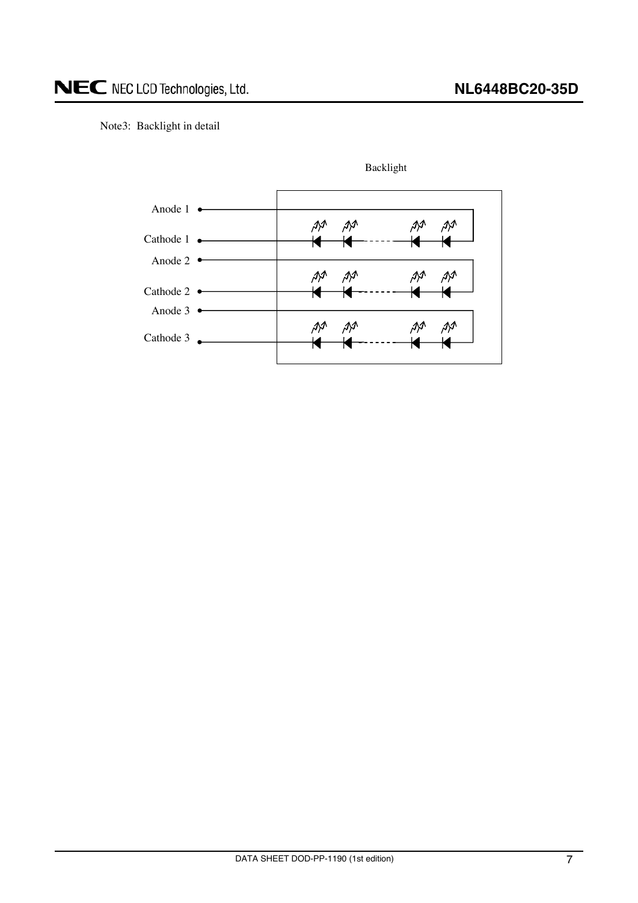Note3: Backlight in detail

Backlight

Anode 1

Cathode 1

Anode 2

Cathode 2

Anode 3

Cathode 3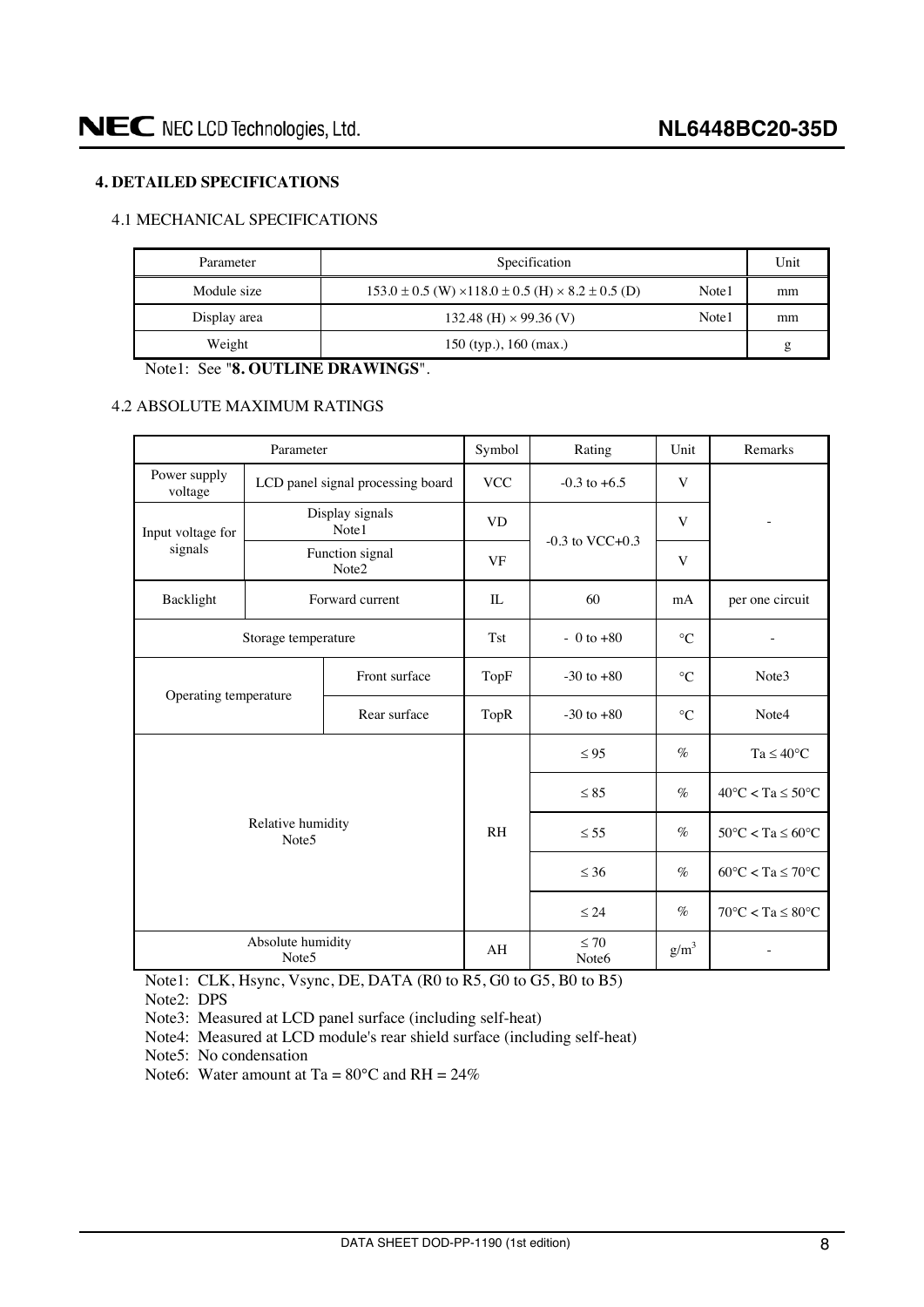## 4. DETAILED SPECIFICATIONS

### 4.1 MECHANICAL SPECIFICATIONS

| Parameter | Specification | | Unit |
|---|---|---|---|
| Module size | 153.0 ± 0.5 (W) ×118.0 ± 0.5 (H) × 8.2 ± 0.5 (D) | Note1 | mm |
| Display area | 132.48 (H) × 99.36 (V) | Note1 | mm |
| Weight | 150 (typ.), 160 (max.) | | g |

Note1: See "**8. OUTLINE DRAWINGS**".

### 4.2 ABSOLUTE MAXIMUM RATINGS

| Parameter | | Symbol | Rating | Unit | Remarks |
|---|---|---|---|---|---|
| Power supply voltage | LCD panel signal processing board | VCC | -0.3 to +6.5 | V | - |
| Input voltage for signals | Display signals Note1 | VD | -0.3 to VCC+0.3 | V | |
| | Function signal Note2 | VF | | V | |
| Backlight | Forward current | IL | 60 | mA | per one circuit |
| Storage temperature | | Tst | - 0 to +80 | °C | - |
| Operating temperature | Front surface | TopF | -30 to +80 | °C | Note3 |
| | Rear surface | TopR | -30 to +80 | °C | Note4 |
| Relative humidity Note5 | | RH | ≤ 95 | % | Ta ≤ 40°C |
| | | | ≤ 85 | % | 40°C < Ta ≤ 50°C |
| | | | ≤ 55 | % | 50°C < Ta ≤ 60°C |
| | | | ≤ 36 | % | 60°C < Ta ≤ 70°C |
| | | | ≤ 24 | % | 70°C < Ta ≤ 80°C |
| Absolute humidity Note5 | | AH | ≤ 70 Note6 | $g/m^3$ | - |

Note1: CLK, Hsync, Vsync, DE, DATA (R0 to R5, G0 to G5, B0 to B5)

Note2: DPS

Note3: Measured at LCD panel surface (including self-heat)

Note4: Measured at LCD module's rear shield surface (including self-heat)

Note5: No condensation

Note6: Water amount at Ta = 80°C and RH = 24%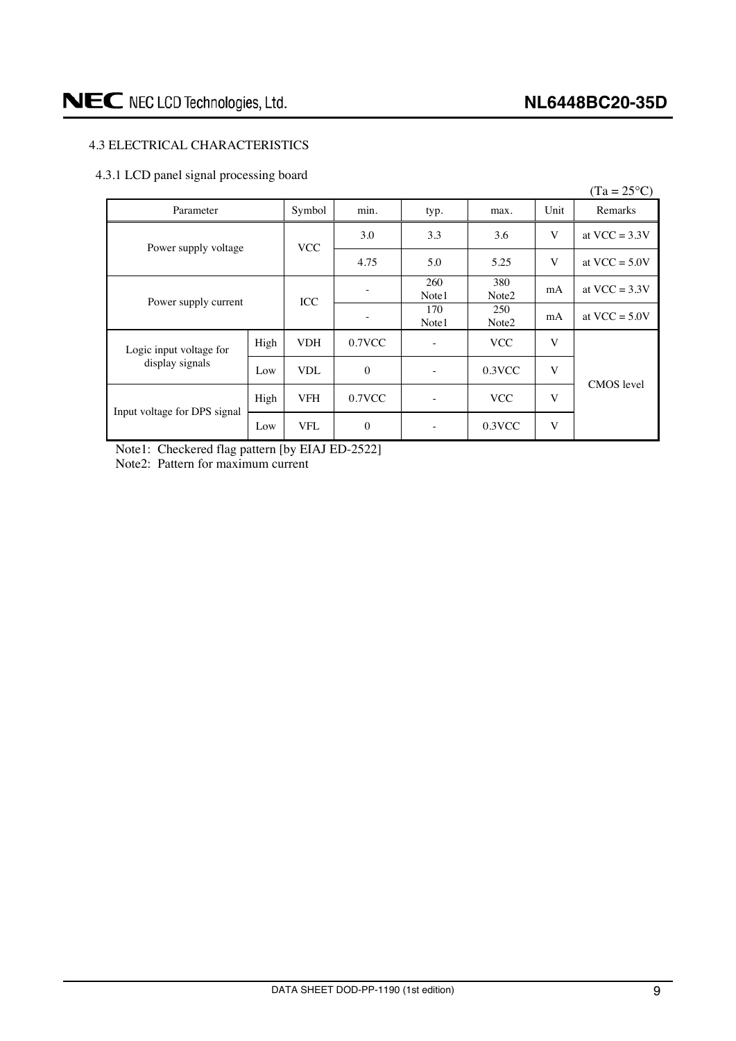## 4.3 ELECTRICAL CHARACTERISTICS

### 4.3.1 LCD panel signal processing board

(Ta = 25°C)

| Parameter | | Symbol | min. | typ. | max. | Unit | Remarks |
|---|---|---|---|---|---|---|---|
| Power supply voltage | | VCC | 3.0 | 3.3 | 3.6 | V | at VCC = 3.3V |
| | | | 4.75 | 5.0 | 5.25 | V | at VCC = 5.0V |
| Power supply current | | ICC | - | 260 Note1 | 380 Note2 | mA | at VCC = 3.3V |
| | | | - | 170 Note1 | 250 Note2 | mA | at VCC = 5.0V |
| Logic input voltage for display signals | High | VDH | 0.7VCC | - | VCC | V | CMOS level |
| | Low | VDL | 0 | - | 0.3VCC | V | |
| Input voltage for DPS signal | High | VFH | 0.7VCC | - | VCC | V | |
| | Low | VFL | 0 | - | 0.3VCC | V | |

Note1: Checkered flag pattern [by EIAJ ED-2522]

Note2: Pattern for maximum current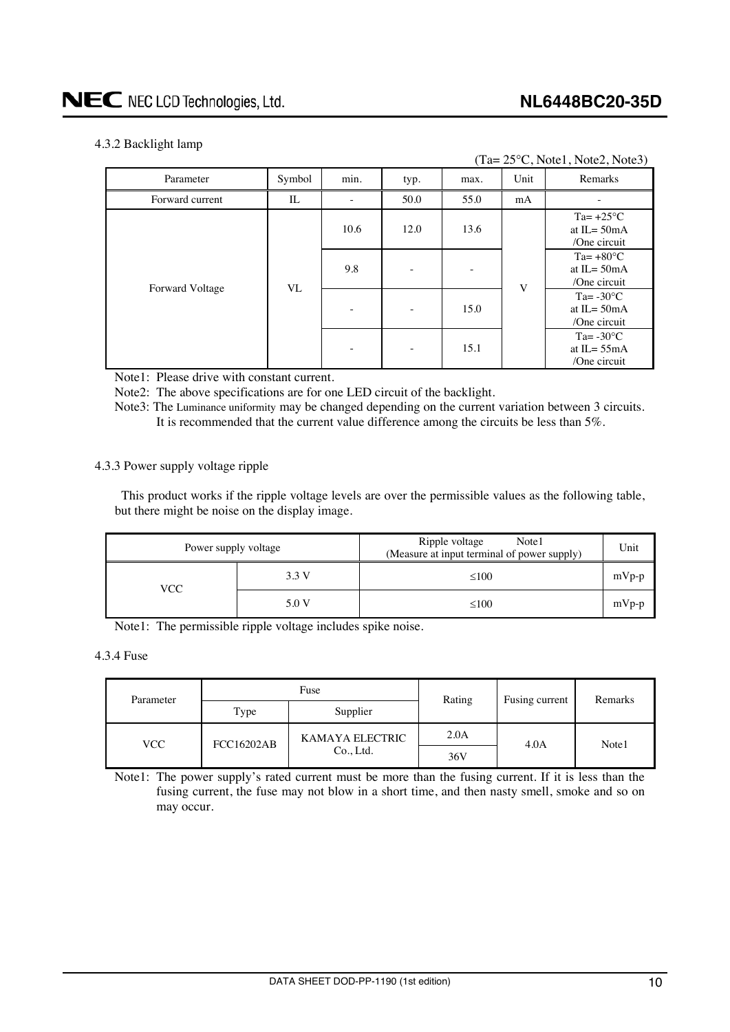#### 4.3.2 Backlight lamp

(Ta= 25°C, Note1, Note2, Note3)

| Parameter | Symbol | min. | typ. | max. | Unit | Remarks |
|---|---|---|---|---|---|---|
| Forward current | IL | - | 50.0 | 55.0 | mA | - |
| Forward Voltage | VL | 10.6 | 12.0 | 13.6 | V | Ta= +25°C at IL= 50mA /One circuit |
| | | 9.8 | - | - | | Ta= +80°C at IL= 50mA /One circuit |
| | | - | - | 15.0 | | Ta= -30°C at IL= 50mA /One circuit |
| | | - | - | 15.1 | | Ta= -30°C at IL= 55mA /One circuit |

Note1: Please drive with constant current.

Note2: The above specifications are for one LED circuit of the backlight.

Note3: The Luminance uniformity may be changed depending on the current variation between 3 circuits. It is recommended that the current value difference among the circuits be less than 5%.

#### 4.3.3 Power supply voltage ripple

This product works if the ripple voltage levels are over the permissible values as the following table, but there might be noise on the display image.

| Power supply voltage | | Ripple voltage Note1 (Measure at input terminal of power supply) | Unit |
|---|---|---|---|
| VCC | 3.3 V | ≤100 | mVp-p |
| | 5.0 V | ≤100 | mVp-p |

Note1: The permissible ripple voltage includes spike noise.

#### 4.3.4 Fuse

| Parameter | Fuse | | Rating | Fusing current | Remarks |
|---|---|---|---|---|---|
| | Type | Supplier | | | |
| VCC | FCC16202AB | KAMAYA ELECTRIC Co., Ltd. | 2.0A | 4.0A | Note1 |
| | | | 36V | | |

Note1: The power supply's rated current must be more than the fusing current. If it is less than the fusing current, the fuse may not blow in a short time, and then nasty smell, smoke and so on may occur.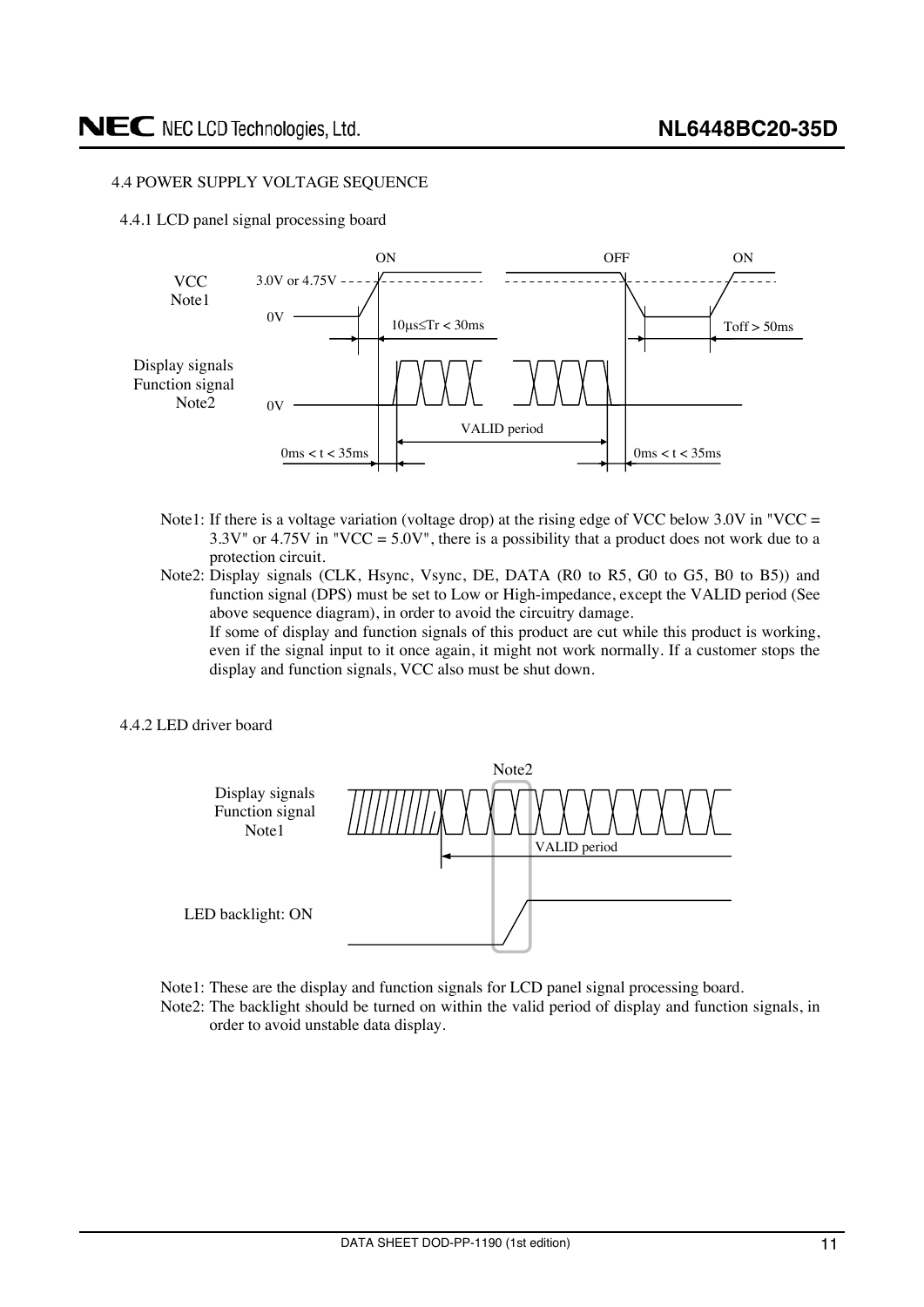#### 4.4 POWER SUPPLY VOLTAGE SEQUENCE

##### 4.4.1 LCD panel signal processing board

VCC Note1 — ON / OFF / ON; 3.0V or 4.75V; 0V; $10\mu s \leq Tr < 30ms$; Toff > 50ms

Display signals Function signal Note2 — 0V; VALID period; 0ms < t < 35ms; 0ms < t < 35ms

Note1: If there is a voltage variation (voltage drop) at the rising edge of VCC below 3.0V in "VCC = 3.3V" or 4.75V in "VCC = 5.0V", there is a possibility that a product does not work due to a protection circuit.

Note2: Display signals (CLK, Hsync, Vsync, DE, DATA (R0 to R5, G0 to G5, B0 to B5)) and function signal (DPS) must be set to Low or High-impedance, except the VALID period (See above sequence diagram), in order to avoid the circuitry damage.
If some of display and function signals of this product are cut while this product is working, even if the signal input to it once again, it might not work normally. If a customer stops the display and function signals, VCC also must be shut down.

##### 4.4.2 LED driver board

Display signals Function signal Note1 — VALID period

LED backlight: ON — Note2

Note1: These are the display and function signals for LCD panel signal processing board.

Note2: The backlight should be turned on within the valid period of display and function signals, in order to avoid unstable data display.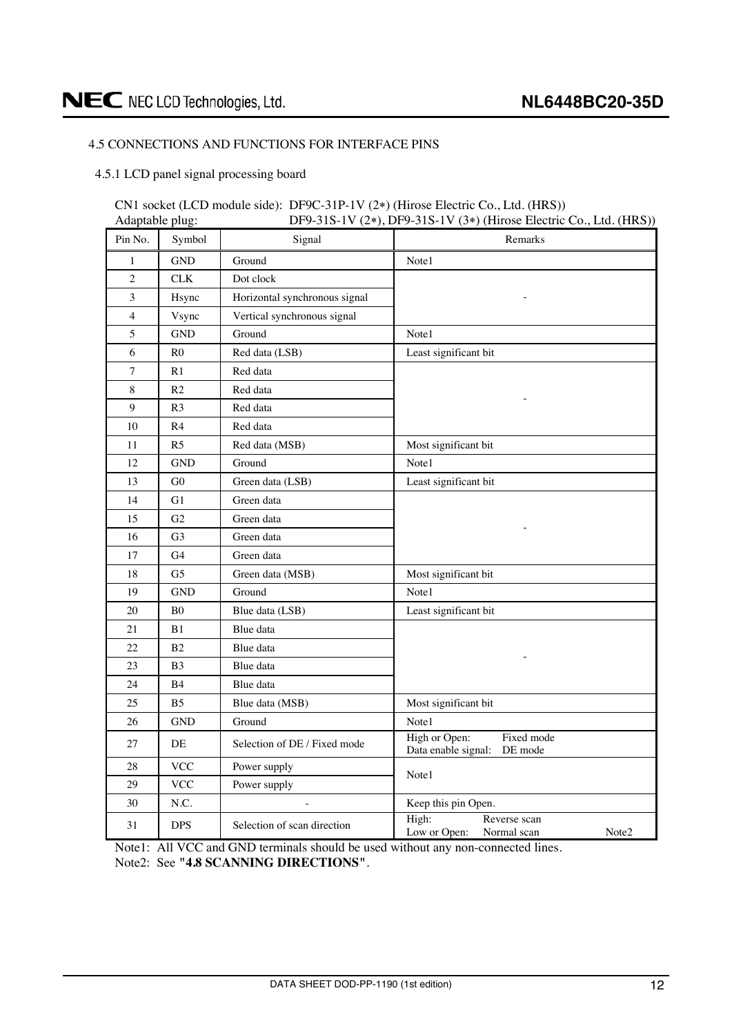## 4.5 CONNECTIONS AND FUNCTIONS FOR INTERFACE PINS

### 4.5.1 LCD panel signal processing board

CN1 socket (LCD module side): DF9C-31P-1V (2*) (Hirose Electric Co., Ltd. (HRS))
Adaptable plug: DF9-31S-1V (2*), DF9-31S-1V (3*) (Hirose Electric Co., Ltd. (HRS))

| Pin No. | Symbol | Signal | Remarks |
|---|---|---|---|
| 1 | GND | Ground | Note1 |
| 2 | CLK | Dot clock | - |
| 3 | Hsync | Horizontal synchronous signal | |
| 4 | Vsync | Vertical synchronous signal | |
| 5 | GND | Ground | Note1 |
| 6 | R0 | Red data (LSB) | Least significant bit |
| 7 | R1 | Red data | - |
| 8 | R2 | Red data | |
| 9 | R3 | Red data | |
| 10 | R4 | Red data | |
| 11 | R5 | Red data (MSB) | Most significant bit |
| 12 | GND | Ground | Note1 |
| 13 | G0 | Green data (LSB) | Least significant bit |
| 14 | G1 | Green data | - |
| 15 | G2 | Green data | |
| 16 | G3 | Green data | |
| 17 | G4 | Green data | |
| 18 | G5 | Green data (MSB) | Most significant bit |
| 19 | GND | Ground | Note1 |
| 20 | B0 | Blue data (LSB) | Least significant bit |
| 21 | B1 | Blue data | - |
| 22 | B2 | Blue data | |
| 23 | B3 | Blue data | |
| 24 | B4 | Blue data | |
| 25 | B5 | Blue data (MSB) | Most significant bit |
| 26 | GND | Ground | Note1 |
| 27 | DE | Selection of DE / Fixed mode | High or Open: Fixed mode<br>Data enable signal: DE mode |
| 28 | VCC | Power supply | Note1 |
| 29 | VCC | Power supply | |
| 30 | N.C. | - | Keep this pin Open. |
| 31 | DPS | Selection of scan direction | High: Reverse scan<br>Low or Open: Normal scan Note2 |

Note1: All VCC and GND terminals should be used without any non-connected lines.
Note2: See "**4.8 SCANNING DIRECTIONS**".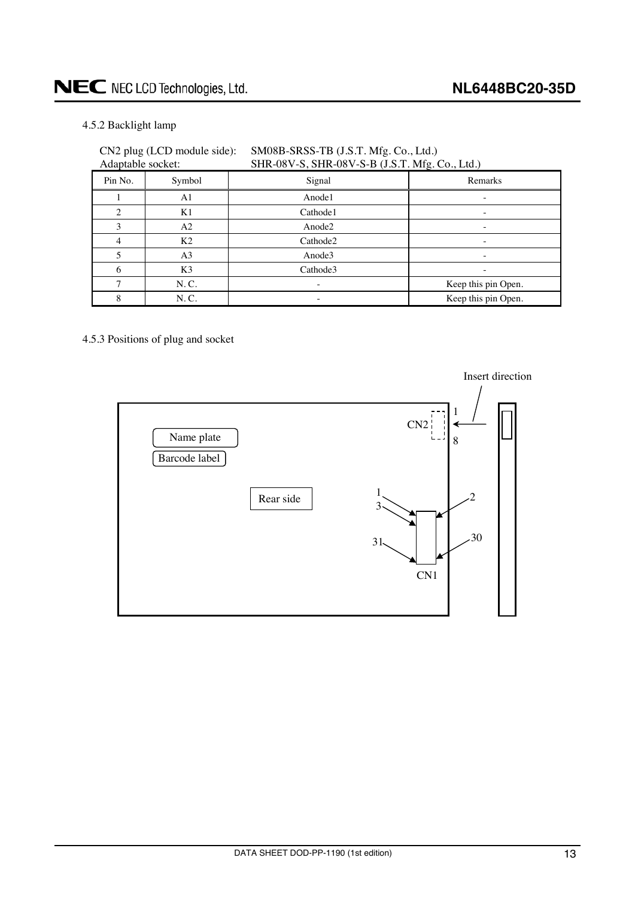### 4.5.2 Backlight lamp

CN2 plug (LCD module side): SM08B-SRSS-TB (J.S.T. Mfg. Co., Ltd.)
Adaptable socket: SHR-08V-S, SHR-08V-S-B (J.S.T. Mfg. Co., Ltd.)

| Pin No. | Symbol | Signal | Remarks |
|---|---|---|---|
| 1 | A1 | Anode1 | - |
| 2 | K1 | Cathode1 | - |
| 3 | A2 | Anode2 | - |
| 4 | K2 | Cathode2 | - |
| 5 | A3 | Anode3 | - |
| 6 | K3 | Cathode3 | - |
| 7 | N. C. | - | Keep this pin Open. |
| 8 | N. C. | - | Keep this pin Open. |

### 4.5.3 Positions of plug and socket

Insert direction

CN2 1 8

Name plate

Barcode label

Rear side

1 3 31 2 30

CN1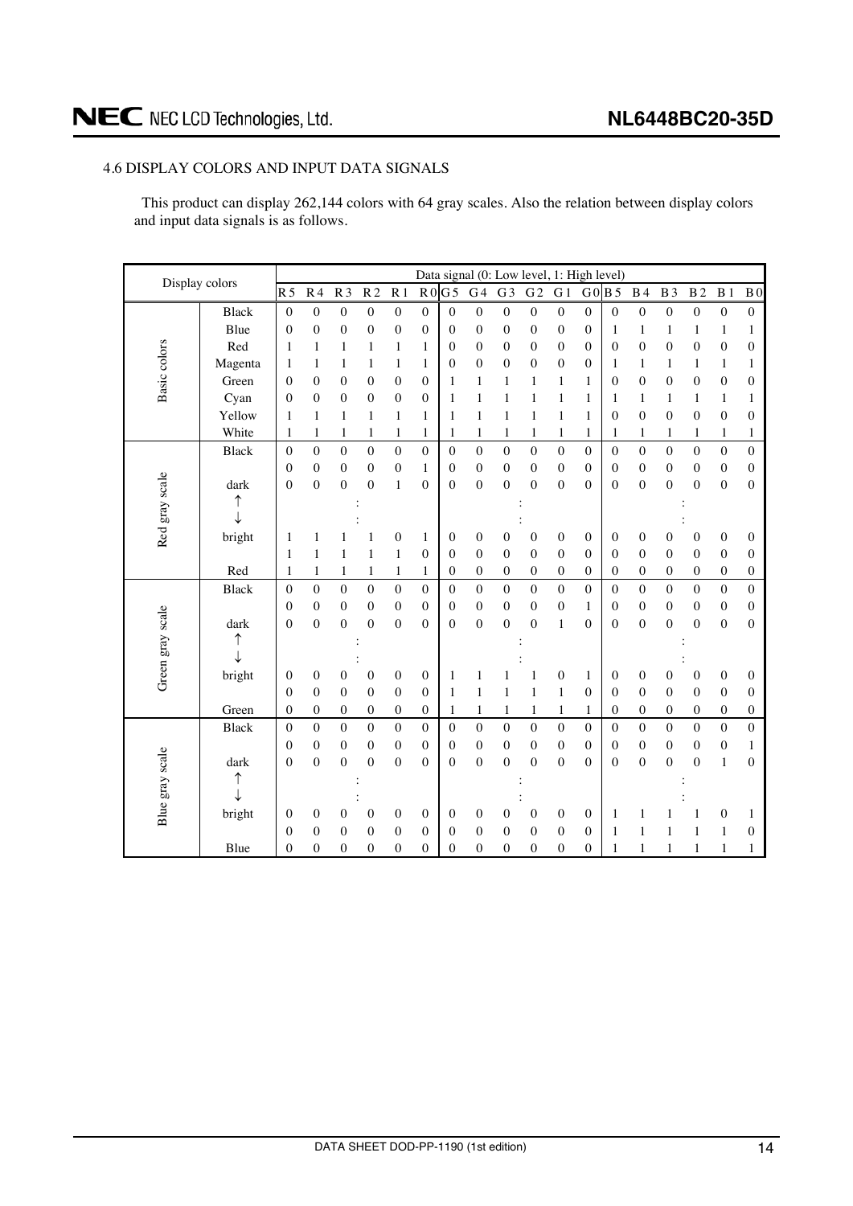## 4.6 DISPLAY COLORS AND INPUT DATA SIGNALS

This product can display 262,144 colors with 64 gray scales. Also the relation between display colors and input data signals is as follows.

| Display colors | | Data signal (0: Low level, 1: High level) | | | | | | | | | | | | | | | | | |
|---|---|---|---|---|---|---|---|---|---|---|---|---|---|---|---|---|---|---|---|
| | | R5 | R4 | R3 | R2 | R1 | R0 | G5 | G4 | G3 | G2 | G1 | G0 | B5 | B4 | B3 | B2 | B1 | B0 |
| Basic colors | Black | 0 | 0 | 0 | 0 | 0 | 0 | 0 | 0 | 0 | 0 | 0 | 0 | 0 | 0 | 0 | 0 | 0 | 0 |
| | Blue | 0 | 0 | 0 | 0 | 0 | 0 | 0 | 0 | 0 | 0 | 0 | 0 | 1 | 1 | 1 | 1 | 1 | 1 |
| | Red | 1 | 1 | 1 | 1 | 1 | 1 | 0 | 0 | 0 | 0 | 0 | 0 | 0 | 0 | 0 | 0 | 0 | 0 |
| | Magenta | 1 | 1 | 1 | 1 | 1 | 1 | 0 | 0 | 0 | 0 | 0 | 0 | 1 | 1 | 1 | 1 | 1 | 1 |
| | Green | 0 | 0 | 0 | 0 | 0 | 0 | 1 | 1 | 1 | 1 | 1 | 1 | 0 | 0 | 0 | 0 | 0 | 0 |
| | Cyan | 0 | 0 | 0 | 0 | 0 | 0 | 1 | 1 | 1 | 1 | 1 | 1 | 1 | 1 | 1 | 1 | 1 | 1 |
| | Yellow | 1 | 1 | 1 | 1 | 1 | 1 | 1 | 1 | 1 | 1 | 1 | 1 | 0 | 0 | 0 | 0 | 0 | 0 |
| | White | 1 | 1 | 1 | 1 | 1 | 1 | 1 | 1 | 1 | 1 | 1 | 1 | 1 | 1 | 1 | 1 | 1 | 1 |
| Red gray scale | Black | 0 | 0 | 0 | 0 | 0 | 0 | 0 | 0 | 0 | 0 | 0 | 0 | 0 | 0 | 0 | 0 | 0 | 0 |
| | | 0 | 0 | 0 | 0 | 0 | 1 | 0 | 0 | 0 | 0 | 0 | 0 | 0 | 0 | 0 | 0 | 0 | 0 |
| | dark | 0 | 0 | 0 | 0 | 1 | 0 | 0 | 0 | 0 | 0 | 0 | 0 | 0 | 0 | 0 | 0 | 0 | 0 |
| | ↑ | | | | : | | | | | | : | | | | | | : | | |
| | ↓ | | | | : | | | | | | : | | | | | | : | | |
| | bright | 1 | 1 | 1 | 1 | 0 | 1 | 0 | 0 | 0 | 0 | 0 | 0 | 0 | 0 | 0 | 0 | 0 | 0 |
| | | 1 | 1 | 1 | 1 | 1 | 0 | 0 | 0 | 0 | 0 | 0 | 0 | 0 | 0 | 0 | 0 | 0 | 0 |
| | Red | 1 | 1 | 1 | 1 | 1 | 1 | 0 | 0 | 0 | 0 | 0 | 0 | 0 | 0 | 0 | 0 | 0 | 0 |
| Green gray scale | Black | 0 | 0 | 0 | 0 | 0 | 0 | 0 | 0 | 0 | 0 | 0 | 0 | 0 | 0 | 0 | 0 | 0 | 0 |
| | | 0 | 0 | 0 | 0 | 0 | 0 | 0 | 0 | 0 | 0 | 0 | 1 | 0 | 0 | 0 | 0 | 0 | 0 |
| | dark | 0 | 0 | 0 | 0 | 0 | 0 | 0 | 0 | 0 | 0 | 1 | 0 | 0 | 0 | 0 | 0 | 0 | 0 |
| | ↑ | | | | : | | | | | | : | | | | | | : | | |
| | ↓ | | | | : | | | | | | : | | | | | | : | | |
| | bright | 0 | 0 | 0 | 0 | 0 | 0 | 1 | 1 | 1 | 1 | 0 | 1 | 0 | 0 | 0 | 0 | 0 | 0 |
| | | 0 | 0 | 0 | 0 | 0 | 0 | 1 | 1 | 1 | 1 | 1 | 0 | 0 | 0 | 0 | 0 | 0 | 0 |
| | Green | 0 | 0 | 0 | 0 | 0 | 0 | 1 | 1 | 1 | 1 | 1 | 1 | 0 | 0 | 0 | 0 | 0 | 0 |
| Blue gray scale | Black | 0 | 0 | 0 | 0 | 0 | 0 | 0 | 0 | 0 | 0 | 0 | 0 | 0 | 0 | 0 | 0 | 0 | 0 |
| | | 0 | 0 | 0 | 0 | 0 | 0 | 0 | 0 | 0 | 0 | 0 | 0 | 0 | 0 | 0 | 0 | 0 | 1 |
| | dark | 0 | 0 | 0 | 0 | 0 | 0 | 0 | 0 | 0 | 0 | 0 | 0 | 0 | 0 | 0 | 0 | 1 | 0 |
| | ↑ | | | | : | | | | | | : | | | | | | : | | |
| | ↓ | | | | : | | | | | | : | | | | | | : | | |
| | bright | 0 | 0 | 0 | 0 | 0 | 0 | 0 | 0 | 0 | 0 | 0 | 0 | 1 | 1 | 1 | 1 | 0 | 1 |
| | | 0 | 0 | 0 | 0 | 0 | 0 | 0 | 0 | 0 | 0 | 0 | 0 | 1 | 1 | 1 | 1 | 1 | 0 |
| | Blue | 0 | 0 | 0 | 0 | 0 | 0 | 0 | 0 | 0 | 0 | 0 | 0 | 1 | 1 | 1 | 1 | 1 | 1 |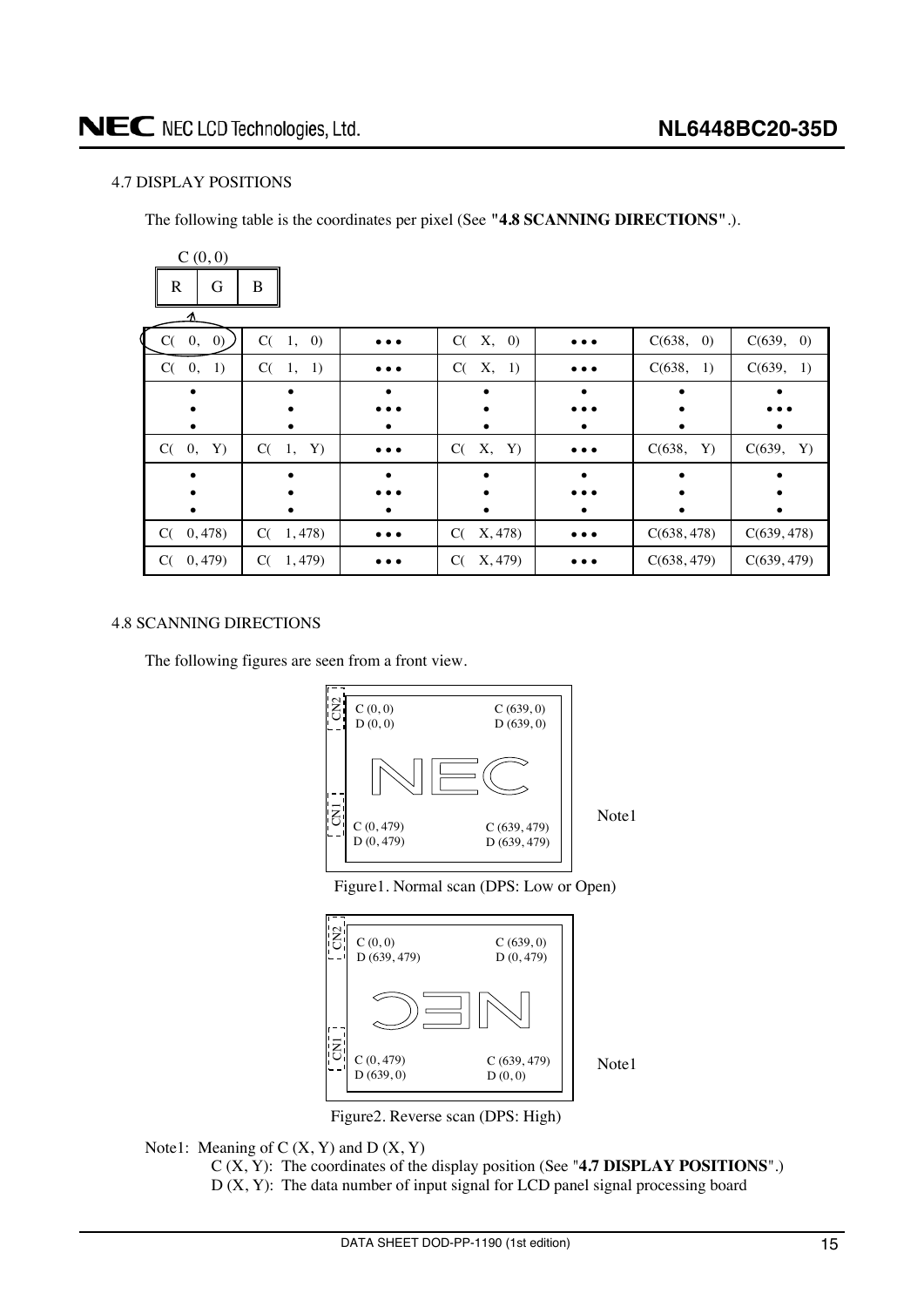## 4.7 DISPLAY POSITIONS

The following table is the coordinates per pixel (See "**4.8 SCANNING DIRECTIONS**".).

C (0, 0)

| R | G | B |
|---|---|---|

| C( 0, 0) | C( 1, 0) | • • • | C( X, 0) | • • • | C(638, 0) | C(639, 0) |
|---|---|---|---|---|---|---|
| C( 0, 1) | C( 1, 1) | • • • | C( X, 1) | • • • | C(638, 1) | C(639, 1) |
| ⋮ | ⋮ | ⋮ | ⋮ | ⋮ | ⋮ | ⋮ |
| C( 0, Y) | C( 1, Y) | • • • | C( X, Y) | • • • | C(638, Y) | C(639, Y) |
| ⋮ | ⋮ | ⋮ | ⋮ | ⋮ | ⋮ | ⋮ |
| C( 0, 478) | C( 1, 478) | • • • | C( X, 478) | • • • | C(638, 478) | C(639, 478) |
| C( 0, 479) | C( 1, 479) | • • • | C( X, 479) | • • • | C(638, 479) | C(639, 479) |

## 4.8 SCANNING DIRECTIONS

The following figures are seen from a front view.

CN2, CN1

C (0, 0) D (0, 0) — C (639, 0) D (639, 0)

NEC

C (0, 479) D (0, 479) — C (639, 479) D (639, 479)

Note1

Figure1. Normal scan (DPS: Low or Open)

CN2, CN1

C (0, 0) D (639, 479) — C (639, 0) D (0, 479)

C (0, 479) D (639, 0) — C (639, 479) D (0, 0)

Note1

Figure2. Reverse scan (DPS: High)

Note1: Meaning of C (X, Y) and D (X, Y)

C (X, Y): The coordinates of the display position (See "**4.7 DISPLAY POSITIONS**".)

D (X, Y): The data number of input signal for LCD panel signal processing board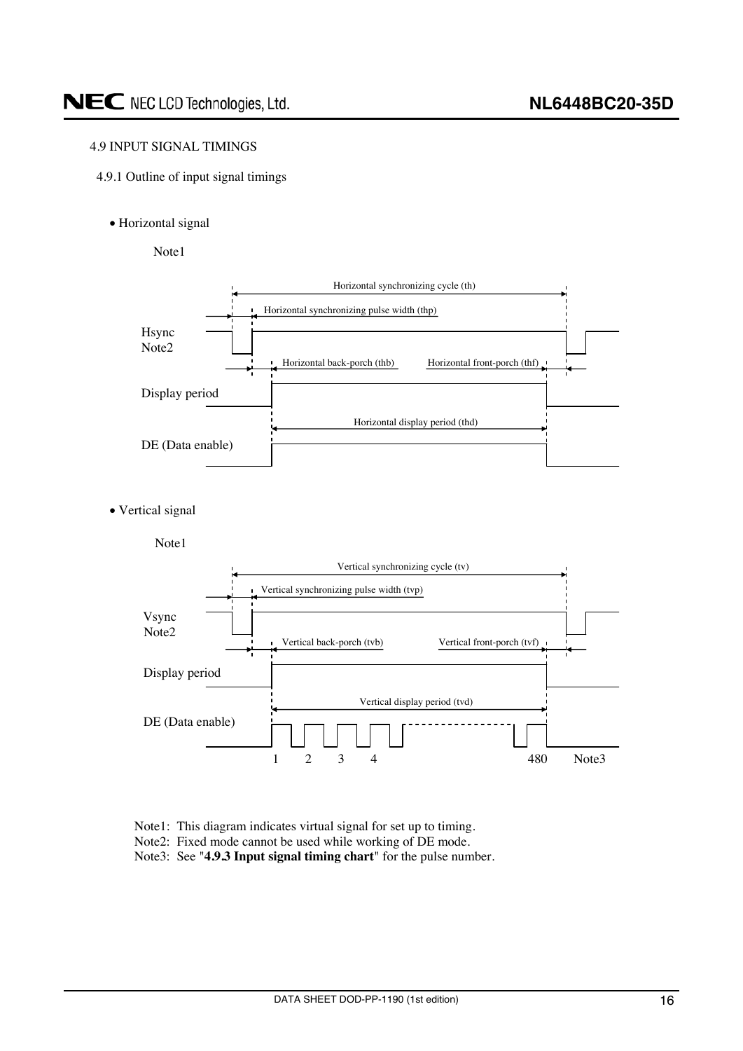4.9 INPUT SIGNAL TIMINGS

4.9.1 Outline of input signal timings

- Horizontal signal

Note1

Horizontal synchronizing cycle (th)

Horizontal synchronizing pulse width (thp)

Hsync Note2

Horizontal back-porch (thb)

Horizontal front-porch (thf)

Display period

Horizontal display period (thd)

DE (Data enable)

- Vertical signal

Note1

Vertical synchronizing cycle (tv)

Vertical synchronizing pulse width (tvp)

Vsync Note2

Vertical back-porch (tvb)

Vertical front-porch (tvf)

Display period

Vertical display period (tvd)

DE (Data enable)

1 2 3 4 480 Note3

Note1: This diagram indicates virtual signal for set up to timing.
Note2: Fixed mode cannot be used while working of DE mode.
Note3: See "**4.9.3 Input signal timing chart**" for the pulse number.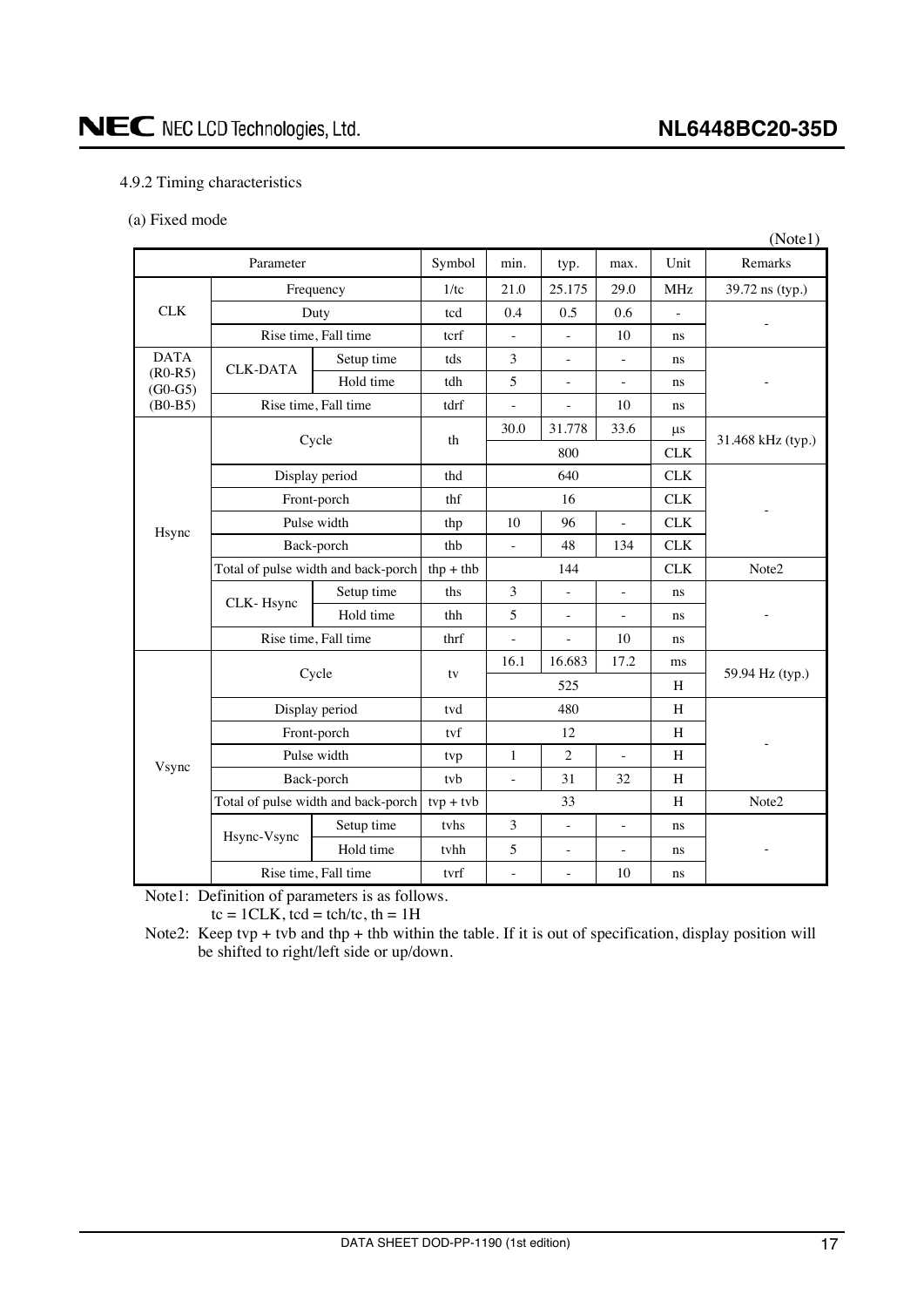4.9.2 Timing characteristics

(a) Fixed mode

(Note1)

| Parameter | | | Symbol | min. | typ. | max. | Unit | Remarks |
|---|---|---|---|---|---|---|---|---|
| CLK | Frequency | | 1/tc | 21.0 | 25.175 | 29.0 | MHz | 39.72 ns (typ.) |
| | Duty | | tcd | 0.4 | 0.5 | 0.6 | - | - |
| | Rise time, Fall time | | tcrf | - | - | 10 | ns | |
| DATA (R0-R5) (G0-G5) (B0-B5) | CLK-DATA | Setup time | tds | 3 | - | - | ns | - |
| | | Hold time | tdh | 5 | - | - | ns | |
| | Rise time, Fall time | | tdrf | - | - | 10 | ns | |
| Hsync | Cycle | | th | 30.0 | 31.778 | 33.6 | μs | 31.468 kHz (typ.) |
| | | | | | 800 | | CLK | |
| | Display period | | thd | | 640 | | CLK | - |
| | Front-porch | | thf | | 16 | | CLK | |
| | Pulse width | | thp | 10 | 96 | - | CLK | |
| | Back-porch | | thb | - | 48 | 134 | CLK | |
| | Total of pulse width and back-porch | | thp + thb | | 144 | | CLK | Note2 |
| | CLK- Hsync | Setup time | ths | 3 | - | - | ns | - |
| | | Hold time | thh | 5 | - | - | ns | |
| | Rise time, Fall time | | thrf | - | - | 10 | ns | |
| Vsync | Cycle | | tv | 16.1 | 16.683 | 17.2 | ms | 59.94 Hz (typ.) |
| | | | | | 525 | | H | |
| | Display period | | tvd | | 480 | | H | - |
| | Front-porch | | tvf | | 12 | | H | |
| | Pulse width | | tvp | 1 | 2 | - | H | |
| | Back-porch | | tvb | - | 31 | 32 | H | |
| | Total of pulse width and back-porch | | tvp + tvb | | 33 | | H | Note2 |
| | Hsync-Vsync | Setup time | tvhs | 3 | - | - | ns | - |
| | | Hold time | tvhh | 5 | - | - | ns | |
| | Rise time, Fall time | | tvrf | - | - | 10 | ns | |

Note1: Definition of parameters is as follows.
tc = 1CLK, tcd = tch/tc, th = 1H

Note2: Keep tvp + tvb and thp + thb within the table. If it is out of specification, display position will be shifted to right/left side or up/down.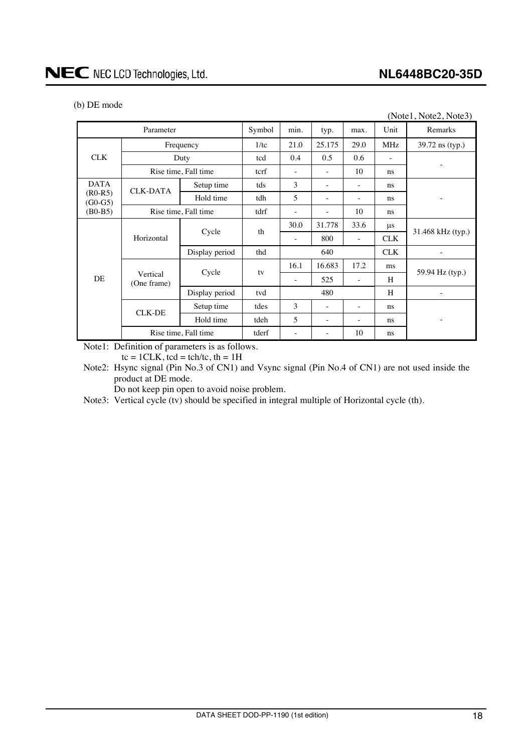(b) DE mode

(Note1, Note2, Note3)

| Parameter | | | Symbol | min. | typ. | max. | Unit | Remarks |
|---|---|---|---|---|---|---|---|---|
| CLK | Frequency | | 1/tc | 21.0 | 25.175 | 29.0 | MHz | 39.72 ns (typ.) |
| | Duty | | tcd | 0.4 | 0.5 | 0.6 | - | - |
| | Rise time, Fall time | | tcrf | - | - | 10 | ns | |
| DATA (R0-R5) (G0-G5) (B0-B5) | CLK-DATA | Setup time | tds | 3 | - | - | ns | - |
| | | Hold time | tdh | 5 | - | - | ns | |
| | Rise time, Fall time | | tdrf | - | - | 10 | ns | |
| DE | Horizontal | Cycle | th | 30.0 | 31.778 | 33.6 | μs | 31.468 kHz (typ.) |
| | | | | - | 800 | - | CLK | |
| | | Display period | thd | | 640 | | CLK | - |
| | Vertical (One frame) | Cycle | tv | 16.1 | 16.683 | 17.2 | ms | 59.94 Hz (typ.) |
| | | | | - | 525 | - | H | |
| | | Display period | tvd | | 480 | | H | - |
| | CLK-DE | Setup time | tdes | 3 | - | - | ns | - |
| | | Hold time | tdeh | 5 | - | - | ns | |
| | Rise time, Fall time | | tderf | - | - | 10 | ns | |

Note1: Definition of parameters is as follows.
tc = 1CLK, tcd = tch/tc, th = 1H

Note2: Hsync signal (Pin No.3 of CN1) and Vsync signal (Pin No.4 of CN1) are not used inside the product at DE mode.
Do not keep pin open to avoid noise problem.

Note3: Vertical cycle (tv) should be specified in integral multiple of Horizontal cycle (th).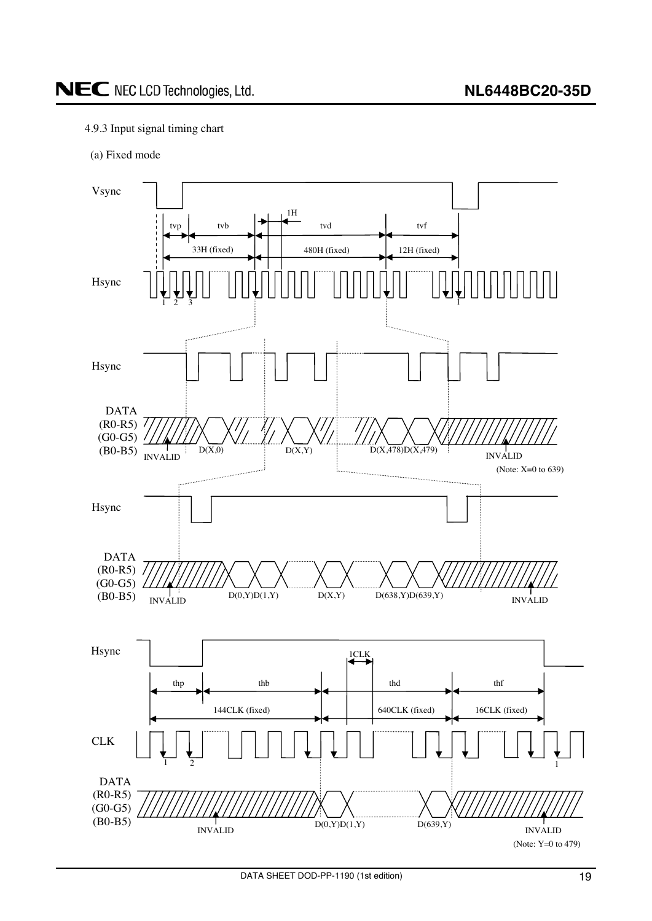4.9.3 Input signal timing chart

(a) Fixed mode

Vsync

tvp tvb 1H tvd tvf

33H (fixed) 480H (fixed) 12H (fixed)

Hsync

1 2 3 1

Hsync

DATA
(R0-R5)
(G0-G5)
(B0-B5)

INVALID D(X,0) D(X,Y) D(X,478)D(X,479) INVALID

(Note: X=0 to 639)

Hsync

DATA
(R0-R5)
(G0-G5)
(B0-B5)

INVALID D(0,Y)D(1,Y) D(X,Y) D(638,Y)D(639,Y) INVALID

Hsync

1CLK

thp thb thd thf

144CLK (fixed) 640CLK (fixed) 16CLK (fixed)

CLK

1 2 1

DATA
(R0-R5)
(G0-G5)
(B0-B5)

INVALID D(0,Y)D(1,Y) D(639,Y) INVALID

(Note: Y=0 to 479)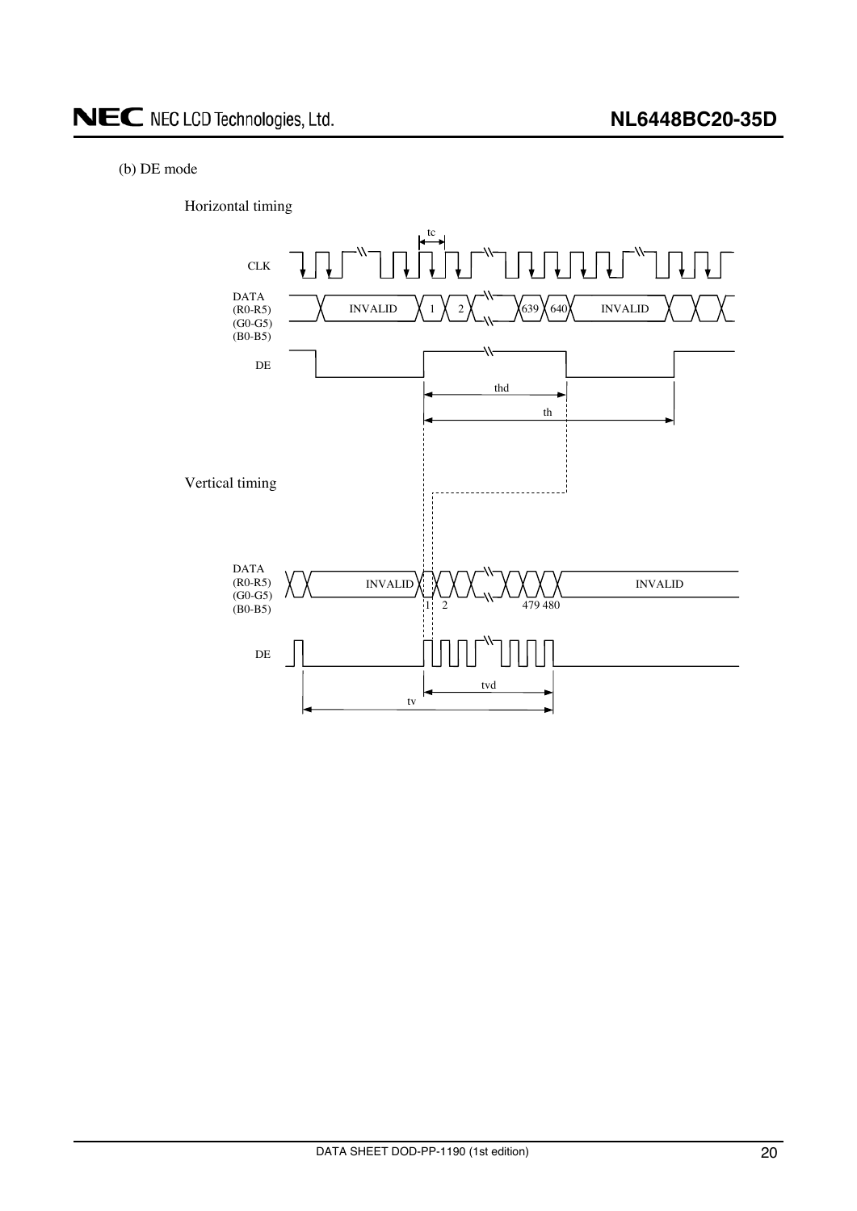(b) DE mode

Horizontal timing

CLK

DATA
(R0-R5)
(G0-G5)
(B0-B5)

INVALID 1 2 639 640 INVALID

DE

tc

thd

th

Vertical timing

DATA
(R0-R5)
(G0-G5)
(B0-B5)

INVALID 1 2 479 480 INVALID

DE

tvd

tv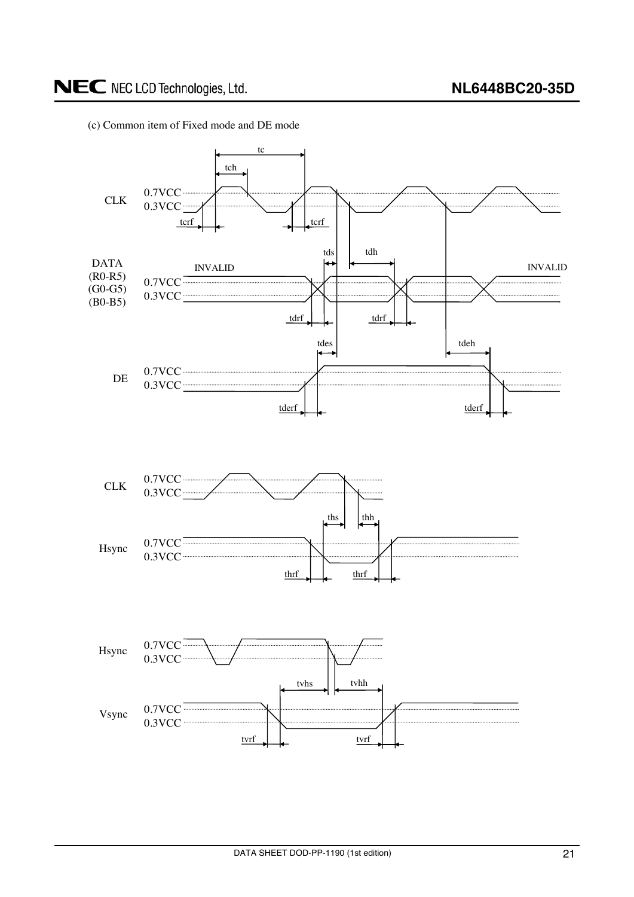(c) Common item of Fixed mode and DE mode

CLK 0.7VCC 0.3VCC tc tch tcrf tcrf

DATA (R0-R5) (G0-G5) (B0-B5) 0.7VCC 0.3VCC INVALID INVALID tds tdh tdrf tdrf

DE 0.7VCC 0.3VCC tdes tdeh tderf tderf

CLK 0.7VCC 0.3VCC

Hsync 0.7VCC 0.3VCC ths thh thrf thrf

Hsync 0.7VCC 0.3VCC

Vsync 0.7VCC 0.3VCC tvhs tvhh tvrf tvrf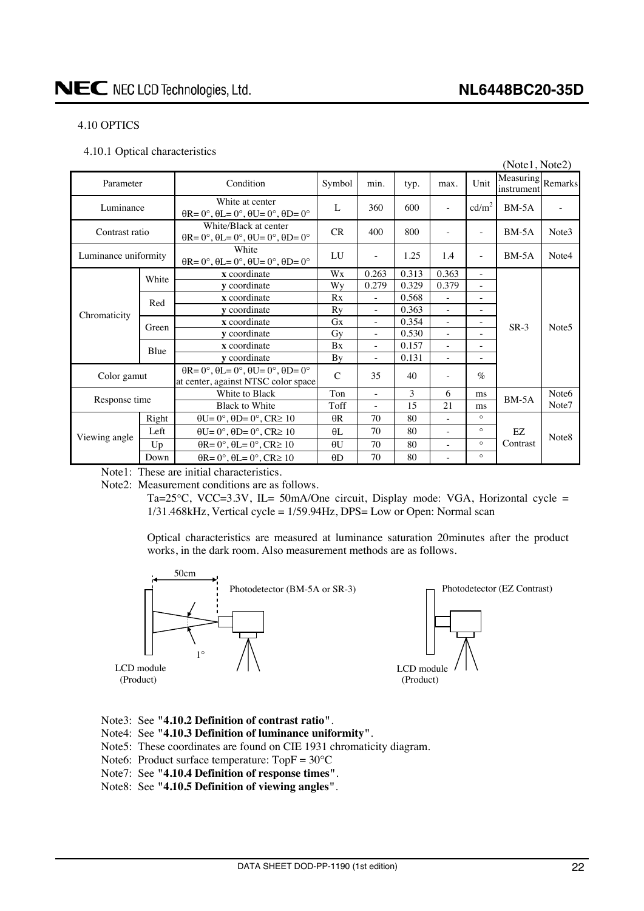## 4.10 OPTICS

### 4.10.1 Optical characteristics

(Note1, Note2)

| Parameter | | Condition | Symbol | min. | typ. | max. | Unit | Measuring instrument | Remarks |
|---|---|---|---|---|---|---|---|---|---|
| Luminance | | White at center θR= 0°, θL= 0°, θU= 0°, θD= 0° | L | 360 | 600 | - | cd/m² | BM-5A | - |
| Contrast ratio | | White/Black at center θR= 0°, θL= 0°, θU= 0°, θD= 0° | CR | 400 | 800 | - | - | BM-5A | Note3 |
| Luminance uniformity | | White θR= 0°, θL= 0°, θU= 0°, θD= 0° | LU | - | 1.25 | 1.4 | - | BM-5A | Note4 |
| Chromaticity | White | **x** coordinate | Wx | 0.263 | 0.313 | 0.363 | - | SR-3 | Note5 |
| | | **y** coordinate | Wy | 0.279 | 0.329 | 0.379 | - | | |
| | Red | **x** coordinate | Rx | - | 0.568 | - | - | | |
| | | **y** coordinate | Ry | - | 0.363 | - | - | | |
| | Green | **x** coordinate | Gx | - | 0.354 | - | - | | |
| | | **y** coordinate | Gy | - | 0.530 | - | - | | |
| | Blue | **x** coordinate | Bx | - | 0.157 | - | - | | |
| | | **y** coordinate | By | - | 0.131 | - | - | | |
| Color gamut | | θR= 0°, θL= 0°, θU= 0°, θD= 0° at center, against NTSC color space | C | 35 | 40 | - | % | | |
| Response time | | White to Black | Ton | - | 3 | 6 | ms | BM-5A | Note6 Note7 |
| | | Black to White | Toff | - | 15 | 21 | ms | | |
| Viewing angle | Right | θU= 0°, θD= 0°, CR≥ 10 | θR | 70 | 80 | - | ° | EZ Contrast | Note8 |
| | Left | θU= 0°, θD= 0°, CR≥ 10 | θL | 70 | 80 | - | ° | | |
| | Up | θR= 0°, θL= 0°, CR≥ 10 | θU | 70 | 80 | - | ° | | |
| | Down | θR= 0°, θL= 0°, CR≥ 10 | θD | 70 | 80 | - | ° | | |

Note1: These are initial characteristics.

Note2: Measurement conditions are as follows.

Ta=25°C, VCC=3.3V, IL= 50mA/One circuit, Display mode: VGA, Horizontal cycle = 1/31.468kHz, Vertical cycle = 1/59.94Hz, DPS= Low or Open: Normal scan

Optical characteristics are measured at luminance saturation 20minutes after the product works, in the dark room. Also measurement methods are as follows.

50cm

Photodetector (BM-5A or SR-3)

1°

LCD module (Product)

Photodetector (EZ Contrast)

LCD module (Product)

Note3: See "**4.10.2 Definition of contrast ratio**".

Note4: See "**4.10.3 Definition of luminance uniformity**".

Note5: These coordinates are found on CIE 1931 chromaticity diagram.

Note6: Product surface temperature: TopF = 30°C

Note7: See "**4.10.4 Definition of response times**".

Note8: See "**4.10.5 Definition of viewing angles**".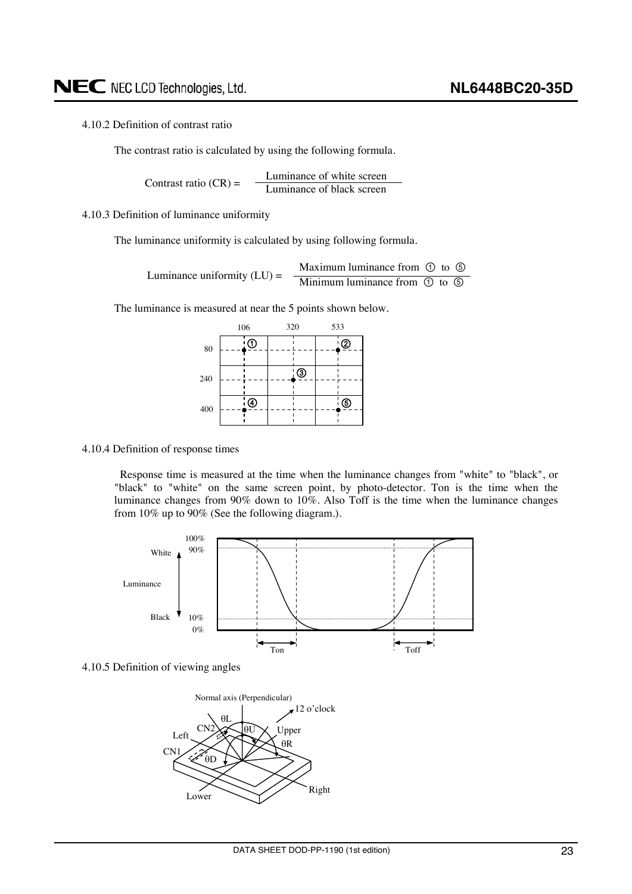4.10.2 Definition of contrast ratio

The contrast ratio is calculated by using the following formula.

$$\text{Contrast ratio (CR)} = \frac{\text{Luminance of white screen}}{\text{Luminance of black screen}}$$

4.10.3 Definition of luminance uniformity

The luminance uniformity is calculated by using following formula.

$$\text{Luminance uniformity (LU)} = \frac{\text{Maximum luminance from ① to ⑤}}{\text{Minimum luminance from ① to ⑤}}$$

The luminance is measured at near the 5 points shown below.

| | 106 | 320 | 533 |
|---|---|---|---|
| 80 | ① | | ② |
| 240 | | ③ | |
| 400 | ④ | | ⑤ |

4.10.4 Definition of response times

Response time is measured at the time when the luminance changes from "white" to "black", or "black" to "white" on the same screen point, by photo-detector. Ton is the time when the luminance changes from 90% down to 10%. Also Toff is the time when the luminance changes from 10% up to 90% (See the following diagram.).

4.10.5 Definition of viewing angles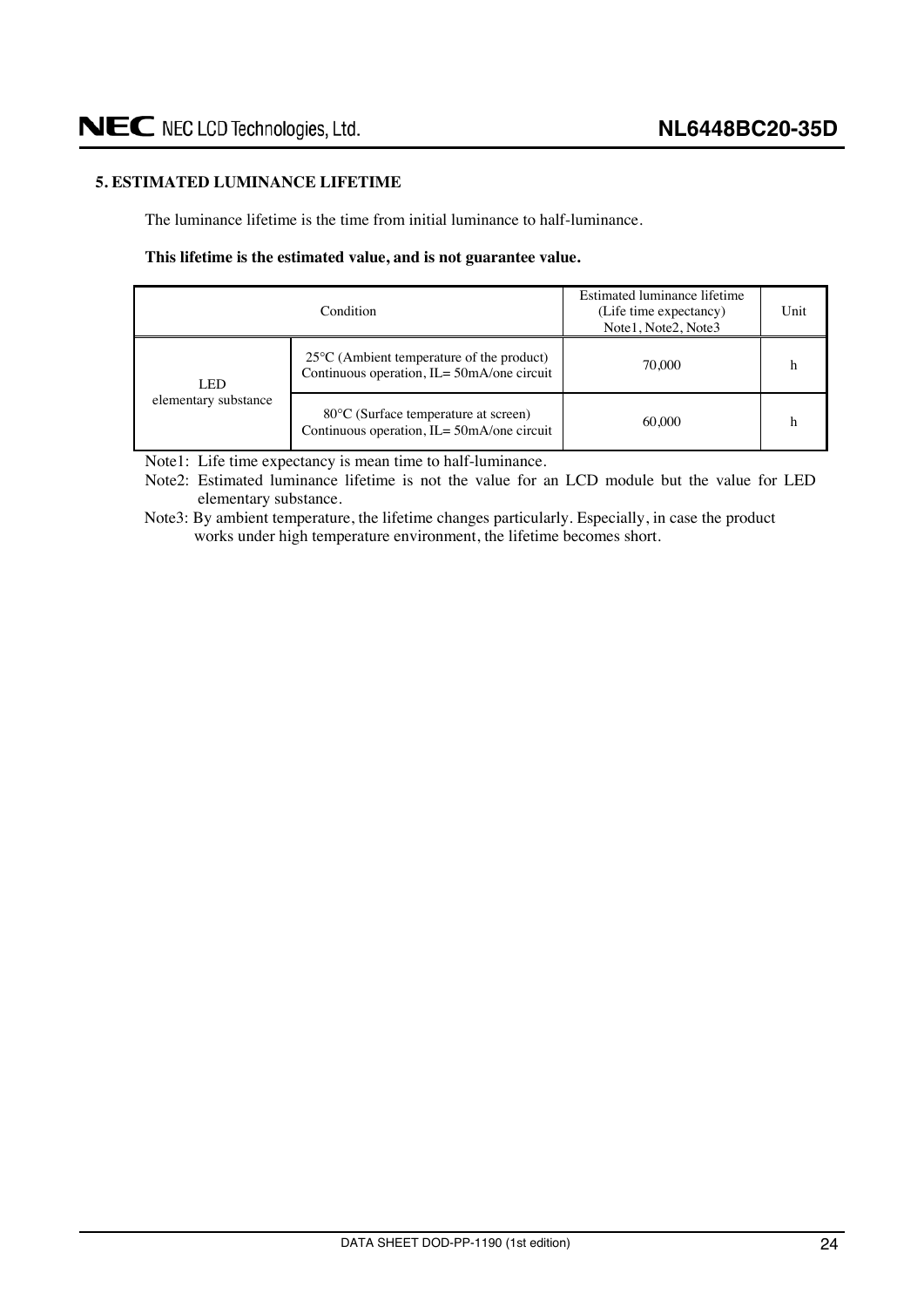## 5. ESTIMATED LUMINANCE LIFETIME

The luminance lifetime is the time from initial luminance to half-luminance.

**This lifetime is the estimated value, and is not guarantee value.**

| Condition | | Estimated luminance lifetime (Life time expectancy) Note1, Note2, Note3 | Unit |
|---|---|---|---|
| LED elementary substance | 25°C (Ambient temperature of the product) Continuous operation, IL= 50mA/one circuit | 70,000 | h |
| | 80°C (Surface temperature at screen) Continuous operation, IL= 50mA/one circuit | 60,000 | h |

Note1: Life time expectancy is mean time to half-luminance.

Note2: Estimated luminance lifetime is not the value for an LCD module but the value for LED elementary substance.

Note3: By ambient temperature, the lifetime changes particularly. Especially, in case the product works under high temperature environment, the lifetime becomes short.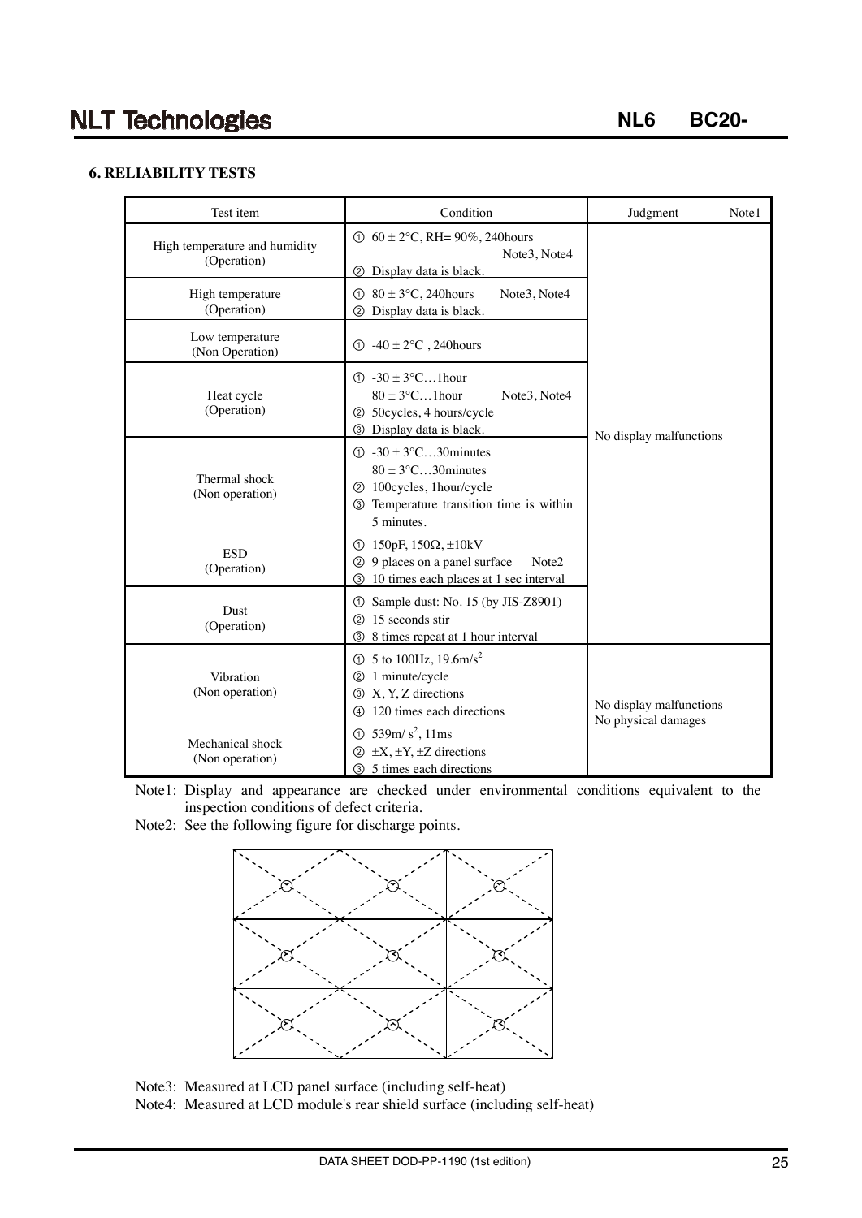### 6. RELIABILITY TESTS

| Test item | Condition | Judgment Note1 |
|---|---|---|
| High temperature and humidity (Operation) | ① $60 \pm 2$°C, RH= 90%, 240hours Note3, Note4<br>② Display data is black. | No display malfunctions |
| High temperature (Operation) | ① $80 \pm 3$°C, 240hours Note3, Note4<br>② Display data is black. | No display malfunctions |
| Low temperature (Non Operation) | ① $-40 \pm 2$°C , 240hours | No display malfunctions |
| Heat cycle (Operation) | ① $-30 \pm 3$°C…1hour<br>$80 \pm 3$°C…1hour Note3, Note4<br>② 50cycles, 4 hours/cycle<br>③ Display data is black. | No display malfunctions |
| Thermal shock (Non operation) | ① $-30 \pm 3$°C…30minutes<br>$80 \pm 3$°C…30minutes<br>② 100cycles, 1hour/cycle<br>③ Temperature transition time is within 5 minutes. | No display malfunctions |
| ESD (Operation) | ① 150pF, 150Ω, ±10kV<br>② 9 places on a panel surface Note2<br>③ 10 times each places at 1 sec interval | No display malfunctions |
| Dust (Operation) | ① Sample dust: No. 15 (by JIS-Z8901)<br>② 15 seconds stir<br>③ 8 times repeat at 1 hour interval | No display malfunctions |
| Vibration (Non operation) | ① 5 to 100Hz, $19.6 m/s^2$<br>② 1 minute/cycle<br>③ X, Y, Z directions<br>④ 120 times each directions | No display malfunctions<br>No physical damages |
| Mechanical shock (Non operation) | ① $539 m/s^2$, 11ms<br>② ±X, ±Y, ±Z directions<br>③ 5 times each directions | No display malfunctions<br>No physical damages |

Note1: Display and appearance are checked under environmental conditions equivalent to the inspection conditions of defect criteria.

Note2: See the following figure for discharge points.

Note3: Measured at LCD panel surface (including self-heat)

Note4: Measured at LCD module's rear shield surface (including self-heat)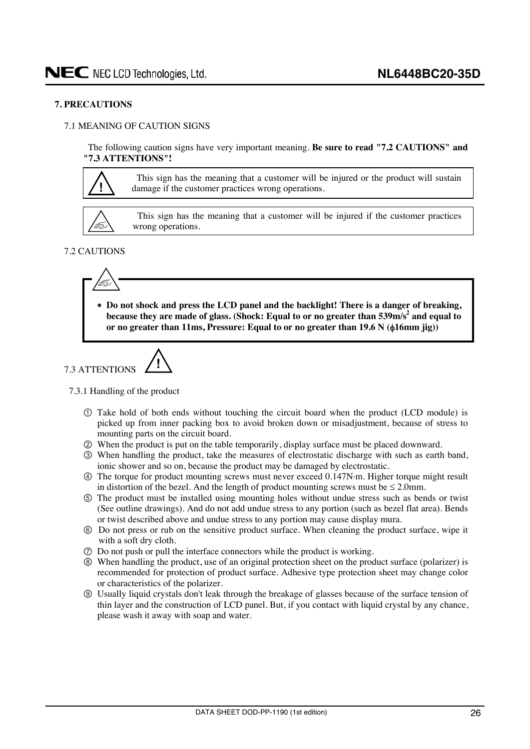## 7. PRECAUTIONS

### 7.1 MEANING OF CAUTION SIGNS

The following caution signs have very important meaning. **Be sure to read "7.2 CAUTIONS" and "7.3 ATTENTIONS"!**

| | |
|---|---|
| ! | This sign has the meaning that a customer will be injured or the product will sustain damage if the customer practices wrong operations. |

| | |
|---|---|
| | This sign has the meaning that a customer will be injured if the customer practices wrong operations. |

### 7.2 CAUTIONS

- **Do not shock and press the LCD panel and the backlight! There is a danger of breaking, because they are made of glass. (Shock: Equal to or no greater than 539m/s$^2$ and equal to or no greater than 11ms, Pressure: Equal to or no greater than 19.6 N (ϕ16mm jig))**

### 7.3 ATTENTIONS !

#### 7.3.1 Handling of the product

① Take hold of both ends without touching the circuit board when the product (LCD module) is picked up from inner packing box to avoid broken down or misadjustment, because of stress to mounting parts on the circuit board.

② When the product is put on the table temporarily, display surface must be placed downward.

③ When handling the product, take the measures of electrostatic discharge with such as earth band, ionic shower and so on, because the product may be damaged by electrostatic.

④ The torque for product mounting screws must never exceed 0.147N·m. Higher torque might result in distortion of the bezel. And the length of product mounting screws must be ≤ 2.0mm.

⑤ The product must be installed using mounting holes without undue stress such as bends or twist (See outline drawings). And do not add undue stress to any portion (such as bezel flat area). Bends or twist described above and undue stress to any portion may cause display mura.

⑥ Do not press or rub on the sensitive product surface. When cleaning the product surface, wipe it with a soft dry cloth.

⑦ Do not push or pull the interface connectors while the product is working.

⑧ When handling the product, use of an original protection sheet on the product surface (polarizer) is recommended for protection of product surface. Adhesive type protection sheet may change color or characteristics of the polarizer.

⑨ Usually liquid crystals don't leak through the breakage of glasses because of the surface tension of thin layer and the construction of LCD panel. But, if you contact with liquid crystal by any chance, please wash it away with soap and water.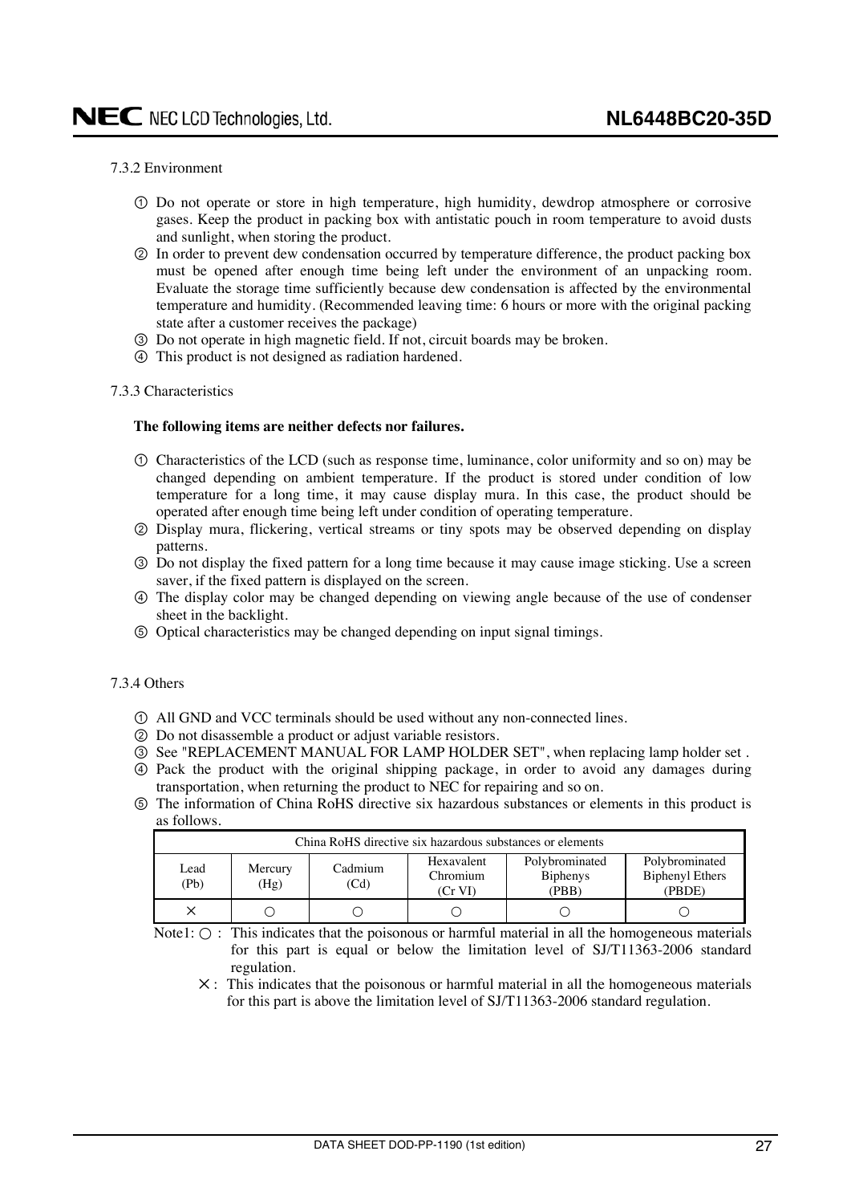#### 7.3.2 Environment

① Do not operate or store in high temperature, high humidity, dewdrop atmosphere or corrosive gases. Keep the product in packing box with antistatic pouch in room temperature to avoid dusts and sunlight, when storing the product.

② In order to prevent dew condensation occurred by temperature difference, the product packing box must be opened after enough time being left under the environment of an unpacking room. Evaluate the storage time sufficiently because dew condensation is affected by the environmental temperature and humidity. (Recommended leaving time: 6 hours or more with the original packing state after a customer receives the package)

③ Do not operate in high magnetic field. If not, circuit boards may be broken.

④ This product is not designed as radiation hardened.

#### 7.3.3 Characteristics

**The following items are neither defects nor failures.**

① Characteristics of the LCD (such as response time, luminance, color uniformity and so on) may be changed depending on ambient temperature. If the product is stored under condition of low temperature for a long time, it may cause display mura. In this case, the product should be operated after enough time being left under condition of operating temperature.

② Display mura, flickering, vertical streams or tiny spots may be observed depending on display patterns.

③ Do not display the fixed pattern for a long time because it may cause image sticking. Use a screen saver, if the fixed pattern is displayed on the screen.

④ The display color may be changed depending on viewing angle because of the use of condenser sheet in the backlight.

⑤ Optical characteristics may be changed depending on input signal timings.

#### 7.3.4 Others

① All GND and VCC terminals should be used without any non-connected lines.

② Do not disassemble a product or adjust variable resistors.

③ See "REPLACEMENT MANUAL FOR LAMP HOLDER SET", when replacing lamp holder set .

④ Pack the product with the original shipping package, in order to avoid any damages during transportation, when returning the product to NEC for repairing and so on.

⑤ The information of China RoHS directive six hazardous substances or elements in this product is as follows.

| China RoHS directive six hazardous substances or elements | | | | | |
|---|---|---|---|---|---|
| Lead (Pb) | Mercury (Hg) | Cadmium (Cd) | Hexavalent Chromium (Cr VI) | Polybrominated Biphenys (PBB) | Polybrominated Biphenyl Ethers (PBDE) |
| × | ○ | ○ | ○ | ○ | ○ |

Note1: ○ : This indicates that the poisonous or harmful material in all the homogeneous materials for this part is equal or below the limitation level of SJ/T11363-2006 standard regulation.

× : This indicates that the poisonous or harmful material in all the homogeneous materials for this part is above the limitation level of SJ/T11363-2006 standard regulation.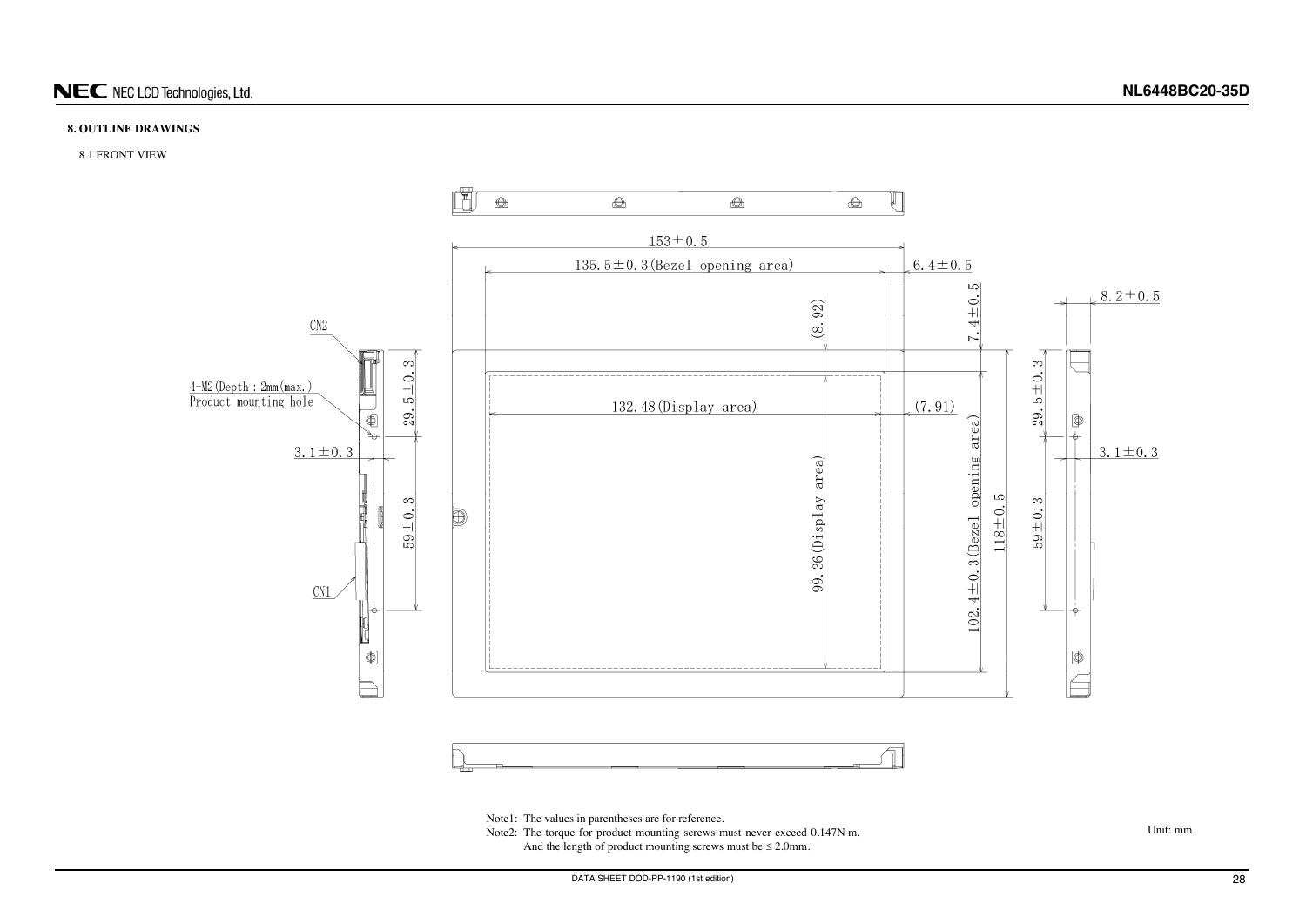## 8. OUTLINE DRAWINGS

### 8.1 FRONT VIEW

CN2

4-M2(Depth : 2mm(max.)
Product mounting hole

3.1±0.3

CN1

29.5±0.3

59±0.3

153±0.5

135.5±0.3(Bezel opening area)

6.4±0.5

(8.92)

7.4±0.5

132.48(Display area)

(7.91)

99.36(Display area)

102.4±0.3(Bezel opening area)

118±0.5

8.2±0.5

29.5±0.3

3.1±0.3

59±0.3

Note1: The values in parentheses are for reference.

Note2: The torque for product mounting screws must never exceed 0.147N·m.
And the length of product mounting screws must be ≤ 2.0mm.

Unit: mm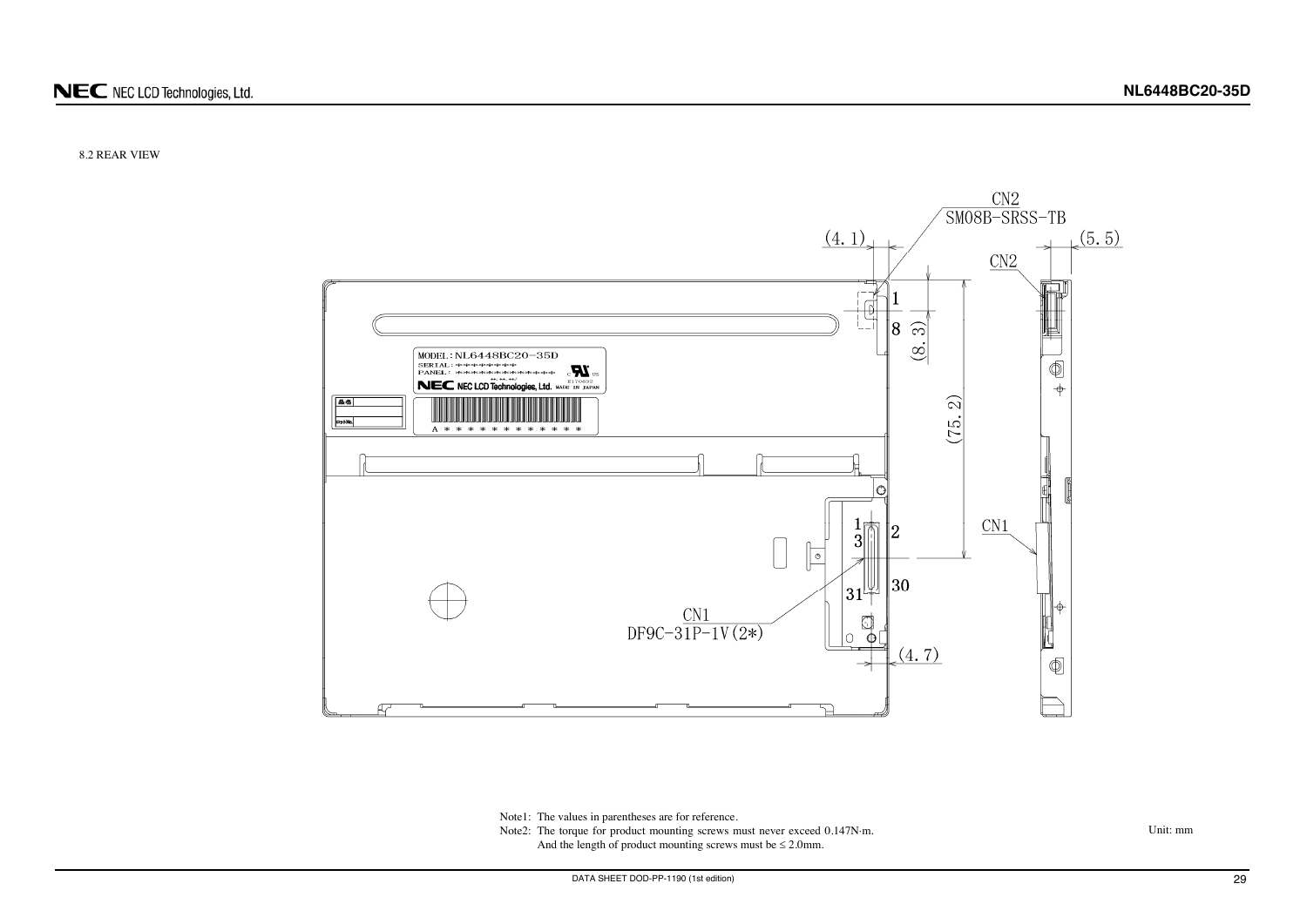8.2 REAR VIEW

CN2
SM08B-SRSS-TB
(4.1)
(5.5)
CN2
1
8
(8.3)
(75.2)
MODEL: NL6448BC20-35D
SERIAL: ********
PANEL: ***************
E170632
NEC NEC LCD Technologies, Ltd. MADE IN JAPAN
A * * * * * * * * * * * * *
CN1
1
3
2
30
31
CN1
DF9C-31P-1V(2*)
(4.7)

Note1: The values in parentheses are for reference.
Note2: The torque for product mounting screws must never exceed 0.147N·m.
And the length of product mounting screws must be ≤ 2.0mm.

Unit: mm